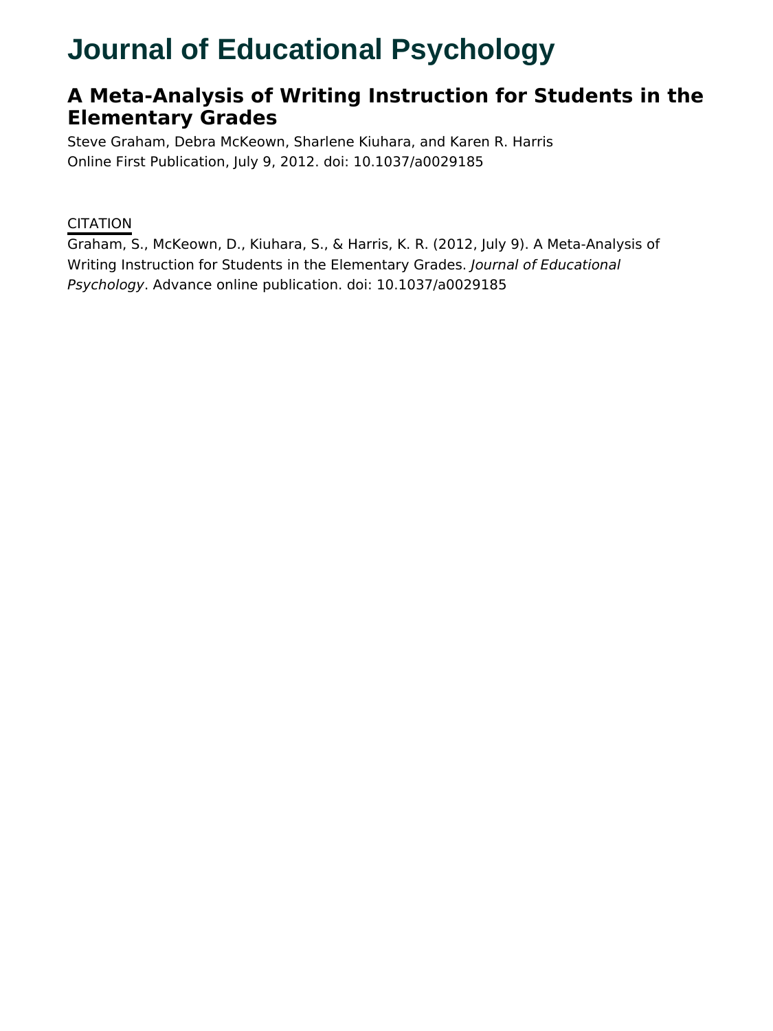# Journal of Educational Psychology

## A Meta-Analysis of Writing Instruction for Students in the Elementary Grades

Steve Graham, Debra McKeown, Sharlene Kiuhara, and Karen R. Harris

Online First Publication, July 9, 2012. doi: 10.1037/a0029185

CITATION

Graham, S., McKeown, D., Kiuhara, S., & Harris, K. R. (2012, July 9). A Meta-Analysis of Writing Instruction for Students in the Elementary Grades. *Journal of Educational Psychology*. Advance online publication. doi: 10.1037/a0029185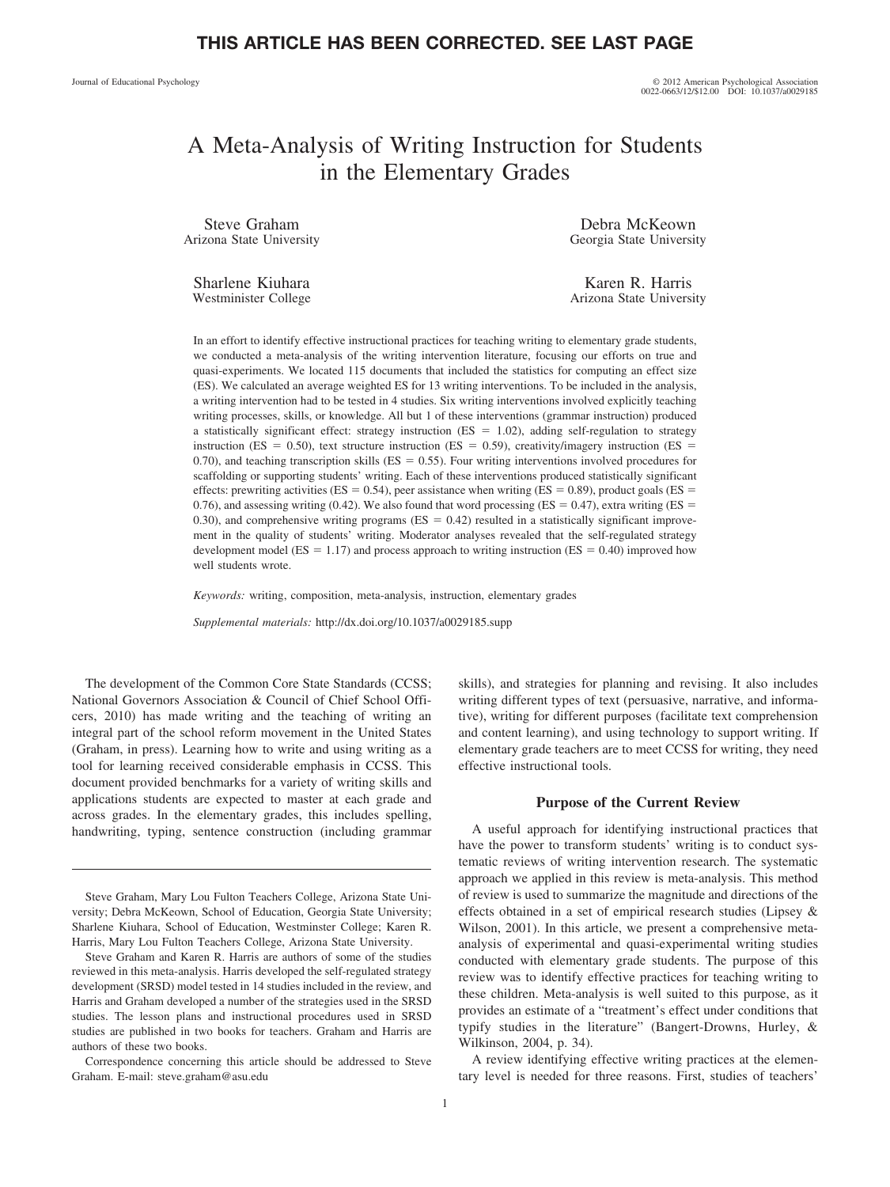**THIS ARTICLE HAS BEEN CORRECTED. SEE LAST PAGE**

# A Meta-Analysis of Writing Instruction for Students in the Elementary Grades

Steve Graham
Arizona State University

Debra McKeown
Georgia State University

Sharlene Kiuhara
Westminister College

Karen R. Harris
Arizona State University

In an effort to identify effective instructional practices for teaching writing to elementary grade students, we conducted a meta-analysis of the writing intervention literature, focusing our efforts on true and quasi-experiments. We located 115 documents that included the statistics for computing an effect size (ES). We calculated an average weighted ES for 13 writing interventions. To be included in the analysis, a writing intervention had to be tested in 4 studies. Six writing interventions involved explicitly teaching writing processes, skills, or knowledge. All but 1 of these interventions (grammar instruction) produced a statistically significant effect: strategy instruction (ES = 1.02), adding self-regulation to strategy instruction (ES = 0.50), text structure instruction (ES = 0.59), creativity/imagery instruction (ES = 0.70), and teaching transcription skills (ES = 0.55). Four writing interventions involved procedures for scaffolding or supporting students' writing. Each of these interventions produced statistically significant effects: prewriting activities (ES = 0.54), peer assistance when writing (ES = 0.89), product goals (ES = 0.76), and assessing writing (0.42). We also found that word processing (ES = 0.47), extra writing (ES = 0.30), and comprehensive writing programs (ES = 0.42) resulted in a statistically significant improvement in the quality of students' writing. Moderator analyses revealed that the self-regulated strategy development model (ES = 1.17) and process approach to writing instruction (ES = 0.40) improved how well students wrote.

*Keywords:* writing, composition, meta-analysis, instruction, elementary grades

*Supplemental materials:* http://dx.doi.org/10.1037/a0029185.supp

The development of the Common Core State Standards (CCSS; National Governors Association & Council of Chief School Officers, 2010) has made writing and the teaching of writing an integral part of the school reform movement in the United States (Graham, in press). Learning how to write and using writing as a tool for learning received considerable emphasis in CCSS. This document provided benchmarks for a variety of writing skills and applications students are expected to master at each grade and across grades. In the elementary grades, this includes spelling, handwriting, typing, sentence construction (including grammar skills), and strategies for planning and revising. It also includes writing different types of text (persuasive, narrative, and informative), writing for different purposes (facilitate text comprehension and content learning), and using technology to support writing. If elementary grade teachers are to meet CCSS for writing, they need effective instructional tools.

## Purpose of the Current Review

A useful approach for identifying instructional practices that have the power to transform students' writing is to conduct systematic reviews of writing intervention research. The systematic approach we applied in this review is meta-analysis. This method of review is used to summarize the magnitude and directions of the effects obtained in a set of empirical research studies (Lipsey & Wilson, 2001). In this article, we present a comprehensive meta-analysis of experimental and quasi-experimental writing studies conducted with elementary grade students. The purpose of this review was to identify effective practices for teaching writing to these children. Meta-analysis is well suited to this purpose, as it provides an estimate of a "treatment's effect under conditions that typify studies in the literature" (Bangert-Drowns, Hurley, & Wilkinson, 2004, p. 34).

A review identifying effective writing practices at the elementary level is needed for three reasons. First, studies of teachers'

---

Steve Graham, Mary Lou Fulton Teachers College, Arizona State University; Debra McKeown, School of Education, Georgia State University; Sharlene Kiuhara, School of Education, Westminster College; Karen R. Harris, Mary Lou Fulton Teachers College, Arizona State University.

Steve Graham and Karen R. Harris are authors of some of the studies reviewed in this meta-analysis. Harris developed the self-regulated strategy development (SRSD) model tested in 14 studies included in the review, and Harris and Graham developed a number of the strategies used in the SRSD studies. The lesson plans and instructional procedures used in SRSD studies are published in two books for teachers. Graham and Harris are authors of these two books.

Correspondence concerning this article should be addressed to Steve Graham. E-mail: steve.graham@asu.edu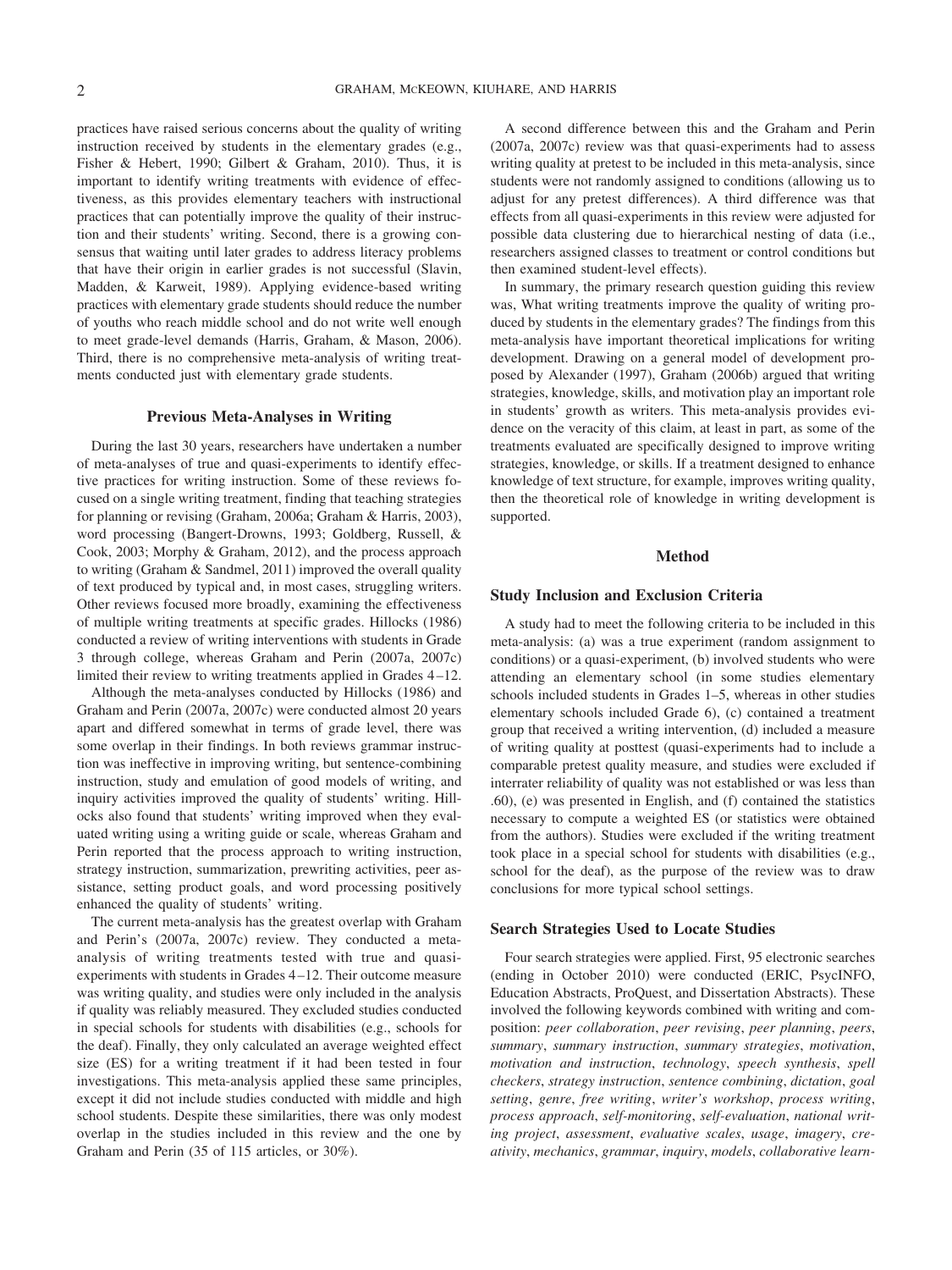practices have raised serious concerns about the quality of writing instruction received by students in the elementary grades (e.g., Fisher & Hebert, 1990; Gilbert & Graham, 2010). Thus, it is important to identify writing treatments with evidence of effectiveness, as this provides elementary teachers with instructional practices that can potentially improve the quality of their instruction and their students' writing. Second, there is a growing consensus that waiting until later grades to address literacy problems that have their origin in earlier grades is not successful (Slavin, Madden, & Karweit, 1989). Applying evidence-based writing practices with elementary grade students should reduce the number of youths who reach middle school and do not write well enough to meet grade-level demands (Harris, Graham, & Mason, 2006). Third, there is no comprehensive meta-analysis of writing treatments conducted just with elementary grade students.

## Previous Meta-Analyses in Writing

During the last 30 years, researchers have undertaken a number of meta-analyses of true and quasi-experiments to identify effective practices for writing instruction. Some of these reviews focused on a single writing treatment, finding that teaching strategies for planning or revising (Graham, 2006a; Graham & Harris, 2003), word processing (Bangert-Drowns, 1993; Goldberg, Russell, & Cook, 2003; Morphy & Graham, 2012), and the process approach to writing (Graham & Sandmel, 2011) improved the overall quality of text produced by typical and, in most cases, struggling writers. Other reviews focused more broadly, examining the effectiveness of multiple writing treatments at specific grades. Hillocks (1986) conducted a review of writing interventions with students in Grade 3 through college, whereas Graham and Perin (2007a, 2007c) limited their review to writing treatments applied in Grades 4–12.

Although the meta-analyses conducted by Hillocks (1986) and Graham and Perin (2007a, 2007c) were conducted almost 20 years apart and differed somewhat in terms of grade level, there was some overlap in their findings. In both reviews grammar instruction was ineffective in improving writing, but sentence-combining instruction, study and emulation of good models of writing, and inquiry activities improved the quality of students' writing. Hillocks also found that students' writing improved when they evaluated writing using a writing guide or scale, whereas Graham and Perin reported that the process approach to writing instruction, strategy instruction, summarization, prewriting activities, peer assistance, setting product goals, and word processing positively enhanced the quality of students' writing.

The current meta-analysis has the greatest overlap with Graham and Perin's (2007a, 2007c) review. They conducted a meta-analysis of writing treatments tested with true and quasi-experiments with students in Grades 4–12. Their outcome measure was writing quality, and studies were only included in the analysis if quality was reliably measured. They excluded studies conducted in special schools for students with disabilities (e.g., schools for the deaf). Finally, they only calculated an average weighted effect size (ES) for a writing treatment if it had been tested in four investigations. This meta-analysis applied these same principles, except it did not include studies conducted with middle and high school students. Despite these similarities, there was only modest overlap in the studies included in this review and the one by Graham and Perin (35 of 115 articles, or 30%).

A second difference between this and the Graham and Perin (2007a, 2007c) review was that quasi-experiments had to assess writing quality at pretest to be included in this meta-analysis, since students were not randomly assigned to conditions (allowing us to adjust for any pretest differences). A third difference was that effects from all quasi-experiments in this review were adjusted for possible data clustering due to hierarchical nesting of data (i.e., researchers assigned classes to treatment or control conditions but then examined student-level effects).

In summary, the primary research question guiding this review was, What writing treatments improve the quality of writing produced by students in the elementary grades? The findings from this meta-analysis have important theoretical implications for writing development. Drawing on a general model of development proposed by Alexander (1997), Graham (2006b) argued that writing strategies, knowledge, skills, and motivation play an important role in students' growth as writers. This meta-analysis provides evidence on the veracity of this claim, at least in part, as some of the treatments evaluated are specifically designed to improve writing strategies, knowledge, or skills. If a treatment designed to enhance knowledge of text structure, for example, improves writing quality, then the theoretical role of knowledge in writing development is supported.

# Method

## Study Inclusion and Exclusion Criteria

A study had to meet the following criteria to be included in this meta-analysis: (a) was a true experiment (random assignment to conditions) or a quasi-experiment, (b) involved students who were attending an elementary school (in some studies elementary schools included students in Grades 1–5, whereas in other studies elementary schools included Grade 6), (c) contained a treatment group that received a writing intervention, (d) included a measure of writing quality at posttest (quasi-experiments had to include a comparable pretest quality measure, and studies were excluded if interrater reliability of quality was not established or was less than .60), (e) was presented in English, and (f) contained the statistics necessary to compute a weighted ES (or statistics were obtained from the authors). Studies were excluded if the writing treatment took place in a special school for students with disabilities (e.g., school for the deaf), as the purpose of the review was to draw conclusions for more typical school settings.

## Search Strategies Used to Locate Studies

Four search strategies were applied. First, 95 electronic searches (ending in October 2010) were conducted (ERIC, PsycINFO, Education Abstracts, ProQuest, and Dissertation Abstracts). These involved the following keywords combined with writing and composition: *peer collaboration*, *peer revising*, *peer planning*, *peers*, *summary*, *summary instruction*, *summary strategies*, *motivation*, *motivation and instruction*, *technology*, *speech synthesis*, *spell checkers*, *strategy instruction*, *sentence combining*, *dictation*, *goal setting*, *genre*, *free writing*, *writer's workshop*, *process writing*, *process approach*, *self-monitoring*, *self-evaluation*, *national writing project*, *assessment*, *evaluative scales*, *usage*, *imagery*, *creativity*, *mechanics*, *grammar*, *inquiry*, *models*, *collaborative learn-*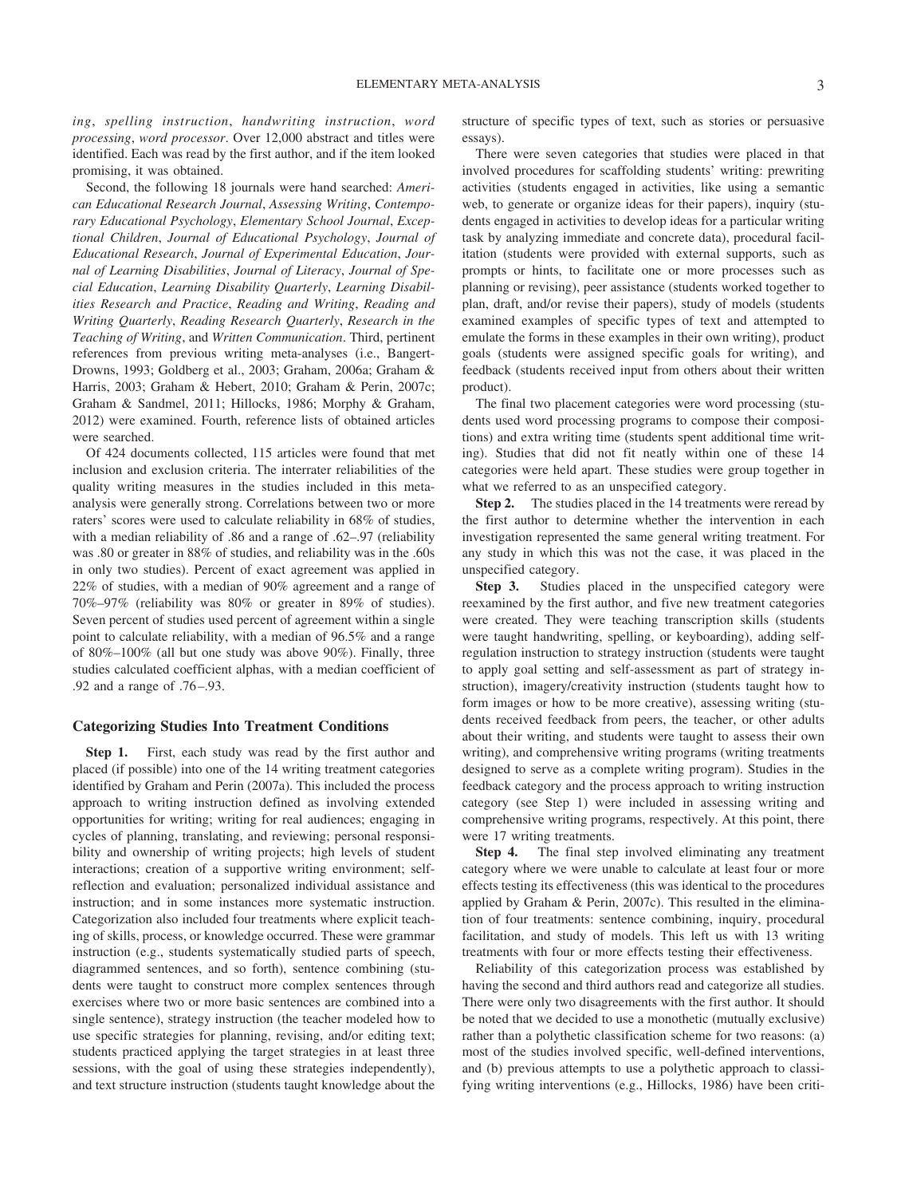*ing*, *spelling instruction*, *handwriting instruction*, *word processing*, *word processor*. Over 12,000 abstract and titles were identified. Each was read by the first author, and if the item looked promising, it was obtained.

Second, the following 18 journals were hand searched: *American Educational Research Journal*, *Assessing Writing*, *Contemporary Educational Psychology*, *Elementary School Journal*, *Exceptional Children*, *Journal of Educational Psychology*, *Journal of Educational Research*, *Journal of Experimental Education*, *Journal of Learning Disabilities*, *Journal of Literacy*, *Journal of Special Education*, *Learning Disability Quarterly*, *Learning Disabilities Research and Practice*, *Reading and Writing*, *Reading and Writing Quarterly*, *Reading Research Quarterly*, *Research in the Teaching of Writing*, and *Written Communication*. Third, pertinent references from previous writing meta-analyses (i.e., Bangert-Drowns, 1993; Goldberg et al., 2003; Graham, 2006a; Graham & Harris, 2003; Graham & Hebert, 2010; Graham & Perin, 2007c; Graham & Sandmel, 2011; Hillocks, 1986; Morphy & Graham, 2012) were examined. Fourth, reference lists of obtained articles were searched.

Of 424 documents collected, 115 articles were found that met inclusion and exclusion criteria. The interrater reliabilities of the quality writing measures in the studies included in this meta-analysis were generally strong. Correlations between two or more raters' scores were used to calculate reliability in 68% of studies, with a median reliability of .86 and a range of .62–.97 (reliability was .80 or greater in 88% of studies, and reliability was in the .60s in only two studies). Percent of exact agreement was applied in 22% of studies, with a median of 90% agreement and a range of 70%–97% (reliability was 80% or greater in 89% of studies). Seven percent of studies used percent of agreement within a single point to calculate reliability, with a median of 96.5% and a range of 80%–100% (all but one study was above 90%). Finally, three studies calculated coefficient alphas, with a median coefficient of .92 and a range of .76–.93.

### Categorizing Studies Into Treatment Conditions

**Step 1.** First, each study was read by the first author and placed (if possible) into one of the 14 writing treatment categories identified by Graham and Perin (2007a). This included the process approach to writing instruction defined as involving extended opportunities for writing; writing for real audiences; engaging in cycles of planning, translating, and reviewing; personal responsibility and ownership of writing projects; high levels of student interactions; creation of a supportive writing environment; self-reflection and evaluation; personalized individual assistance and instruction; and in some instances more systematic instruction. Categorization also included four treatments where explicit teaching of skills, process, or knowledge occurred. These were grammar instruction (e.g., students systematically studied parts of speech, diagrammed sentences, and so forth), sentence combining (students were taught to construct more complex sentences through exercises where two or more basic sentences are combined into a single sentence), strategy instruction (the teacher modeled how to use specific strategies for planning, revising, and/or editing text; students practiced applying the target strategies in at least three sessions, with the goal of using these strategies independently), and text structure instruction (students taught knowledge about the structure of specific types of text, such as stories or persuasive essays).

There were seven categories that studies were placed in that involved procedures for scaffolding students' writing: prewriting activities (students engaged in activities, like using a semantic web, to generate or organize ideas for their papers), inquiry (students engaged in activities to develop ideas for a particular writing task by analyzing immediate and concrete data), procedural facilitation (students were provided with external supports, such as prompts or hints, to facilitate one or more processes such as planning or revising), peer assistance (students worked together to plan, draft, and/or revise their papers), study of models (students examined examples of specific types of text and attempted to emulate the forms in these examples in their own writing), product goals (students were assigned specific goals for writing), and feedback (students received input from others about their written product).

The final two placement categories were word processing (students used word processing programs to compose their compositions) and extra writing time (students spent additional time writing). Studies that did not fit neatly within one of these 14 categories were held apart. These studies were group together in what we referred to as an unspecified category.

**Step 2.** The studies placed in the 14 treatments were reread by the first author to determine whether the intervention in each investigation represented the same general writing treatment. For any study in which this was not the case, it was placed in the unspecified category.

**Step 3.** Studies placed in the unspecified category were reexamined by the first author, and five new treatment categories were created. They were teaching transcription skills (students were taught handwriting, spelling, or keyboarding), adding self-regulation instruction to strategy instruction (students were taught to apply goal setting and self-assessment as part of strategy instruction), imagery/creativity instruction (students taught how to form images or how to be more creative), assessing writing (students received feedback from peers, the teacher, or other adults about their writing, and students were taught to assess their own writing), and comprehensive writing programs (writing treatments designed to serve as a complete writing program). Studies in the feedback category and the process approach to writing instruction category (see Step 1) were included in assessing writing and comprehensive writing programs, respectively. At this point, there were 17 writing treatments.

**Step 4.** The final step involved eliminating any treatment category where we were unable to calculate at least four or more effects testing its effectiveness (this was identical to the procedures applied by Graham & Perin, 2007c). This resulted in the elimination of four treatments: sentence combining, inquiry, procedural facilitation, and study of models. This left us with 13 writing treatments with four or more effects testing their effectiveness.

Reliability of this categorization process was established by having the second and third authors read and categorize all studies. There were only two disagreements with the first author. It should be noted that we decided to use a monothetic (mutually exclusive) rather than a polythetic classification scheme for two reasons: (a) most of the studies involved specific, well-defined interventions, and (b) previous attempts to use a polythetic approach to classifying writing interventions (e.g., Hillocks, 1986) have been criti-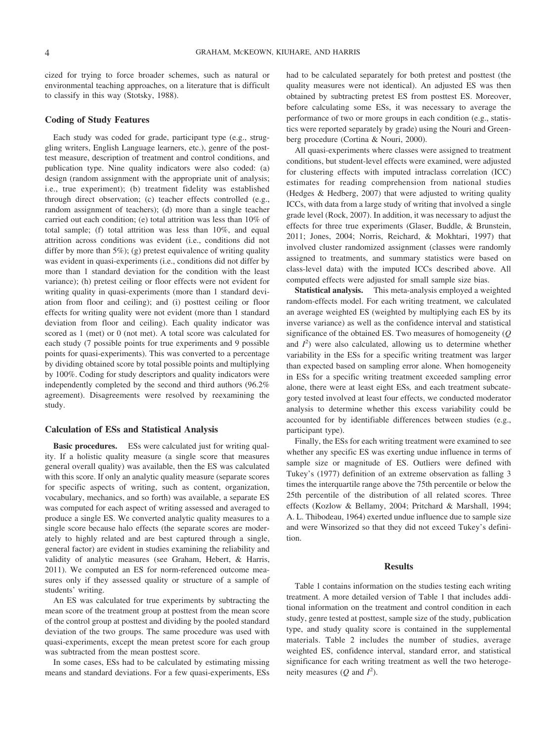cized for trying to force broader schemes, such as natural or environmental teaching approaches, on a literature that is difficult to classify in this way (Stotsky, 1988).

### Coding of Study Features

Each study was coded for grade, participant type (e.g., struggling writers, English Language learners, etc.), genre of the posttest measure, description of treatment and control conditions, and publication type. Nine quality indicators were also coded: (a) design (random assignment with the appropriate unit of analysis; i.e., true experiment); (b) treatment fidelity was established through direct observation; (c) teacher effects controlled (e.g., random assignment of teachers); (d) more than a single teacher carried out each condition; (e) total attrition was less than 10% of total sample; (f) total attrition was less than 10%, and equal attrition across conditions was evident (i.e., conditions did not differ by more than 5%); (g) pretest equivalence of writing quality was evident in quasi-experiments (i.e., conditions did not differ by more than 1 standard deviation for the condition with the least variance); (h) pretest ceiling or floor effects were not evident for writing quality in quasi-experiments (more than 1 standard deviation from floor and ceiling); and (i) posttest ceiling or floor effects for writing quality were not evident (more than 1 standard deviation from floor and ceiling). Each quality indicator was scored as 1 (met) or 0 (not met). A total score was calculated for each study (7 possible points for true experiments and 9 possible points for quasi-experiments). This was converted to a percentage by dividing obtained score by total possible points and multiplying by 100%. Coding for study descriptors and quality indicators were independently completed by the second and third authors (96.2% agreement). Disagreements were resolved by reexamining the study.

### Calculation of ESs and Statistical Analysis

**Basic procedures.** ESs were calculated just for writing quality. If a holistic quality measure (a single score that measures general overall quality) was available, then the ES was calculated with this score. If only an analytic quality measure (separate scores for specific aspects of writing, such as content, organization, vocabulary, mechanics, and so forth) was available, a separate ES was computed for each aspect of writing assessed and averaged to produce a single ES. We converted analytic quality measures to a single score because halo effects (the separate scores are moderately to highly related and are best captured through a single, general factor) are evident in studies examining the reliability and validity of analytic measures (see Graham, Hebert, & Harris, 2011). We computed an ES for norm-referenced outcome measures only if they assessed quality or structure of a sample of students' writing.

An ES was calculated for true experiments by subtracting the mean score of the treatment group at posttest from the mean score of the control group at posttest and dividing by the pooled standard deviation of the two groups. The same procedure was used with quasi-experiments, except the mean pretest score for each group was subtracted from the mean posttest score.

In some cases, ESs had to be calculated by estimating missing means and standard deviations. For a few quasi-experiments, ESs had to be calculated separately for both pretest and posttest (the quality measures were not identical). An adjusted ES was then obtained by subtracting pretest ES from posttest ES. Moreover, before calculating some ESs, it was necessary to average the performance of two or more groups in each condition (e.g., statistics were reported separately by grade) using the Nouri and Greenberg procedure (Cortina & Nouri, 2000).

All quasi-experiments where classes were assigned to treatment conditions, but student-level effects were examined, were adjusted for clustering effects with imputed intraclass correlation (ICC) estimates for reading comprehension from national studies (Hedges & Hedberg, 2007) that were adjusted to writing quality ICCs, with data from a large study of writing that involved a single grade level (Rock, 2007). In addition, it was necessary to adjust the effects for three true experiments (Glaser, Buddle, & Brunstein, 2011; Jones, 2004; Norris, Reichard, & Mokhtari, 1997) that involved cluster randomized assignment (classes were randomly assigned to treatments, and summary statistics were based on class-level data) with the imputed ICCs described above. All computed effects were adjusted for small sample size bias.

**Statistical analysis.** This meta-analysis employed a weighted random-effects model. For each writing treatment, we calculated an average weighted ES (weighted by multiplying each ES by its inverse variance) as well as the confidence interval and statistical significance of the obtained ES. Two measures of homogeneity ($Q$ and $I^2$) were also calculated, allowing us to determine whether variability in the ESs for a specific writing treatment was larger than expected based on sampling error alone. When homogeneity in ESs for a specific writing treatment exceeded sampling error alone, there were at least eight ESs*,* and each treatment subcategory tested involved at least four effects, we conducted moderator analysis to determine whether this excess variability could be accounted for by identifiable differences between studies (e.g., participant type).

Finally, the ESs for each writing treatment were examined to see whether any specific ES was exerting undue influence in terms of sample size or magnitude of ES. Outliers were defined with Tukey's (1977) definition of an extreme observation as falling 3 times the interquartile range above the 75th percentile or below the 25th percentile of the distribution of all related scores. Three effects (Kozlow & Bellamy, 2004; Pritchard & Marshall, 1994; A. L. Thibodeau, 1964) exerted undue influence due to sample size and were Winsorized so that they did not exceed Tukey's definition.

## Results

Table 1 contains information on the studies testing each writing treatment. A more detailed version of Table 1 that includes additional information on the treatment and control condition in each study, genre tested at posttest, sample size of the study, publication type, and study quality score is contained in the supplemental materials. Table 2 includes the number of studies, average weighted ES, confidence interval, standard error, and statistical significance for each writing treatment as well the two heterogeneity measures ($Q$ and $I^2$).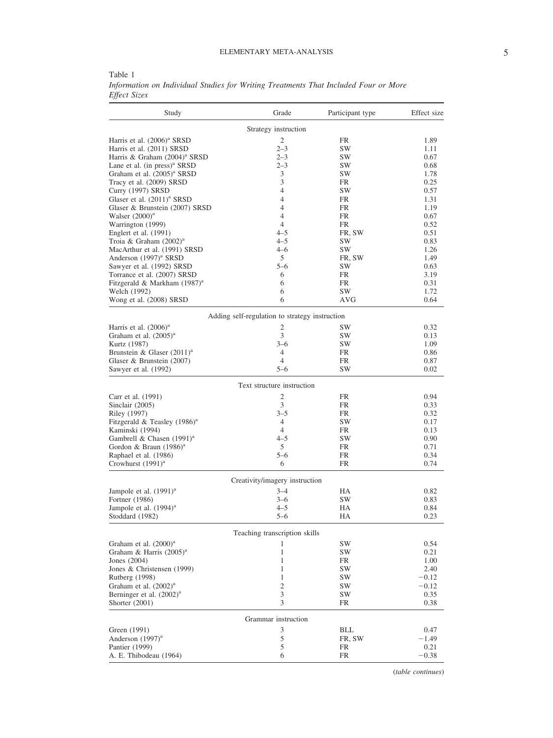Table 1
*Information on Individual Studies for Writing Treatments That Included Four or More Effect Sizes*

| Study | Grade | Participant type | Effect size |
|---|---|---|---|
| | Strategy instruction | | |
| Harris et al. (2006)[a] SRSD | 2 | FR | 1.89 |
| Harris et al. (2011) SRSD | 2–3 | SW | 1.11 |
| Harris & Graham (2004)[a] SRSD | 2–3 | SW | 0.67 |
| Lane et al. (in press)[a] SRSD | 2–3 | SW | 0.68 |
| Graham et al. (2005)[a] SRSD | 3 | SW | 1.78 |
| Tracy et al. (2009) SRSD | 3 | FR | 0.25 |
| Curry (1997) SRSD | 4 | SW | 0.57 |
| Glaser et al. (2011)[a] SRSD | 4 | FR | 1.31 |
| Glaser & Brunstein (2007) SRSD | 4 | FR | 1.19 |
| Walser (2000)[a] | 4 | FR | 0.67 |
| Warrington (1999) | 4 | FR | 0.52 |
| Englert et al. (1991) | 4–5 | FR, SW | 0.51 |
| Troia & Graham (2002)[a] | 4–5 | SW | 0.83 |
| MacArthur et al. (1991) SRSD | 4–6 | SW | 1.26 |
| Anderson (1997)[a] SRSD | 5 | FR, SW | 1.49 |
| Sawyer et al. (1992) SRSD | 5–6 | SW | 0.63 |
| Torrance et al. (2007) SRSD | 6 | FR | 3.19 |
| Fitzgerald & Markham (1987)[a] | 6 | FR | 0.31 |
| Welch (1992) | 6 | SW | 1.72 |
| Wong et al. (2008) SRSD | 6 | AVG | 0.64 |
| | Adding self-regulation to strategy instruction | | |
| Harris et al. (2006)[a] | 2 | SW | 0.32 |
| Graham et al. (2005)[a] | 3 | SW | 0.13 |
| Kurtz (1987) | 3–6 | SW | 1.09 |
| Brunstein & Glaser (2011)[a] | 4 | FR | 0.86 |
| Glaser & Brunstein (2007) | 4 | FR | 0.87 |
| Sawyer et al. (1992) | 5–6 | SW | 0.02 |
| | Text structure instruction | | |
| Carr et al. (1991) | 2 | FR | 0.94 |
| Sinclair (2005) | 3 | FR | 0.33 |
| Riley (1997) | 3–5 | FR | 0.32 |
| Fitzgerald & Teasley (1986)[a] | 4 | SW | 0.17 |
| Kaminski (1994) | 4 | FR | 0.13 |
| Gambrell & Chasen (1991)[a] | 4–5 | SW | 0.90 |
| Gordon & Braun (1986)[a] | 5 | FR | 0.71 |
| Raphael et al. (1986) | 5–6 | FR | 0.34 |
| Crowhurst (1991)[a] | 6 | FR | 0.74 |
| | Creativity/imagery instruction | | |
| Jampole et al. (1991)[a] | 3–4 | HA | 0.82 |
| Fortner (1986) | 3–6 | SW | 0.83 |
| Jampole et al. (1994)[a] | 4–5 | HA | 0.84 |
| Stoddard (1982) | 5–6 | HA | 0.23 |
| | Teaching transcription skills | | |
| Graham et al. (2000)[a] | 1 | SW | 0.54 |
| Graham & Harris (2005)[a] | 1 | SW | 0.21 |
| Jones (2004) | 1 | FR | 1.00 |
| Jones & Christensen (1999) | 1 | SW | 2.40 |
| Rutberg (1998) | 1 | SW | −0.12 |
| Graham et al. (2002)[a] | 2 | SW | −0.12 |
| Berninger et al. (2002)[a] | 3 | SW | 0.35 |
| Shorter (2001) | 3 | FR | 0.38 |
| | Grammar instruction | | |
| Green (1991) | 3 | BLL | 0.47 |
| Anderson (1997)[a] | 5 | FR, SW | −1.49 |
| Pantier (1999) | 5 | FR | 0.21 |
| A. E. Thibodeau (1964) | 6 | FR | −0.38 |

(*table continues*)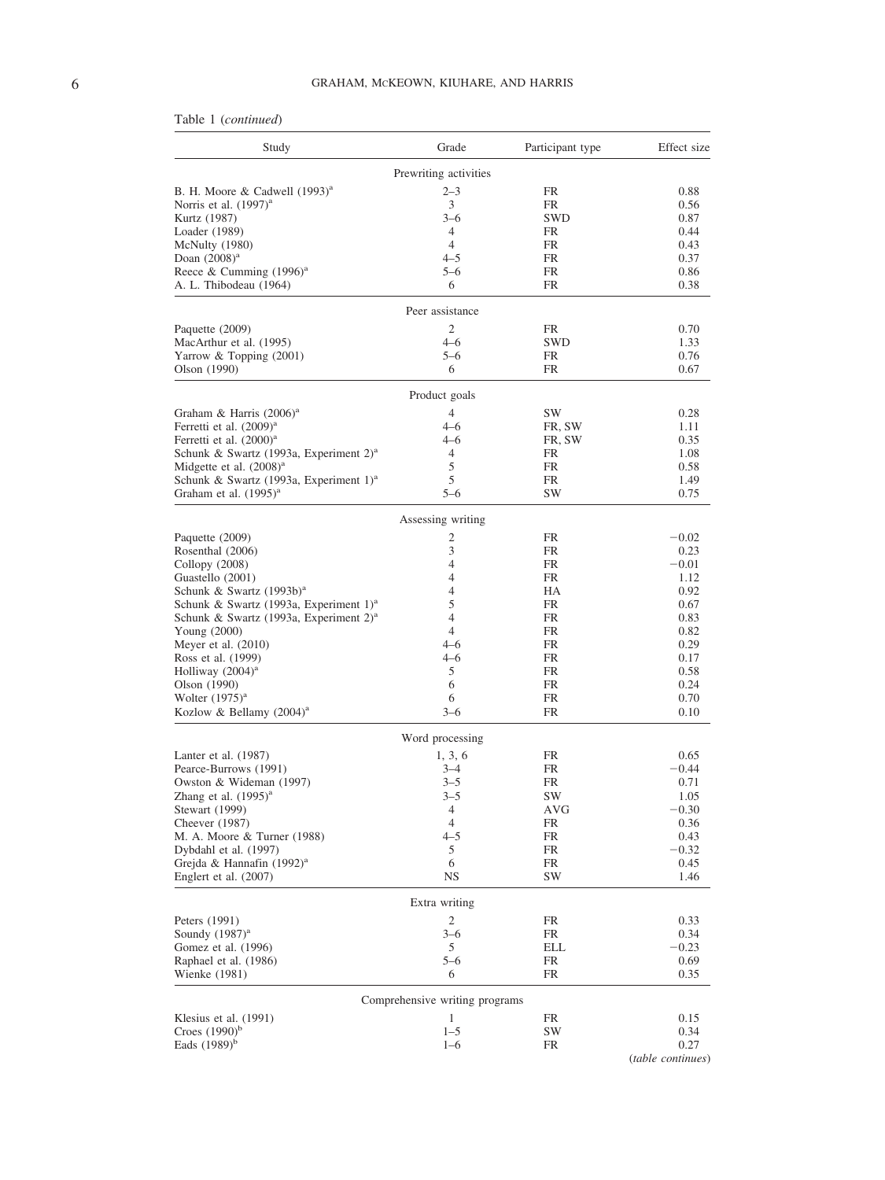Table 1 (*continued*)

| Study | Grade | Participant type | Effect size |
|---|---|---|---|
| | Prewriting activities | | |
| B. H. Moore & Cadwell (1993)[a] | 2–3 | FR | 0.88 |
| Norris et al. (1997)[a] | 3 | FR | 0.56 |
| Kurtz (1987) | 3–6 | SWD | 0.87 |
| Loader (1989) | 4 | FR | 0.44 |
| McNulty (1980) | 4 | FR | 0.43 |
| Doan (2008)[a] | 4–5 | FR | 0.37 |
| Reece & Cumming (1996)[a] | 5–6 | FR | 0.86 |
| A. L. Thibodeau (1964) | 6 | FR | 0.38 |
| | Peer assistance | | |
| Paquette (2009) | 2 | FR | 0.70 |
| MacArthur et al. (1995) | 4–6 | SWD | 1.33 |
| Yarrow & Topping (2001) | 5–6 | FR | 0.76 |
| Olson (1990) | 6 | FR | 0.67 |
| | Product goals | | |
| Graham & Harris (2006)[a] | 4 | SW | 0.28 |
| Ferretti et al. (2009)[a] | 4–6 | FR, SW | 1.11 |
| Ferretti et al. (2000)[a] | 4–6 | FR, SW | 0.35 |
| Schunk & Swartz (1993a, Experiment 2)[a] | 4 | FR | 1.08 |
| Midgette et al. (2008)[a] | 5 | FR | 0.58 |
| Schunk & Swartz (1993a, Experiment 1)[a] | 5 | FR | 1.49 |
| Graham et al. (1995)[a] | 5–6 | SW | 0.75 |
| | Assessing writing | | |
| Paquette (2009) | 2 | FR | −0.02 |
| Rosenthal (2006) | 3 | FR | 0.23 |
| Collopy (2008) | 4 | FR | −0.01 |
| Guastello (2001) | 4 | FR | 1.12 |
| Schunk & Swartz (1993b)[a] | 4 | HA | 0.92 |
| Schunk & Swartz (1993a, Experiment 1)[a] | 5 | FR | 0.67 |
| Schunk & Swartz (1993a, Experiment 2)[a] | 4 | FR | 0.83 |
| Young (2000) | 4 | FR | 0.82 |
| Meyer et al. (2010) | 4–6 | FR | 0.29 |
| Ross et al. (1999) | 4–6 | FR | 0.17 |
| Holliway (2004)[a] | 5 | FR | 0.58 |
| Olson (1990) | 6 | FR | 0.24 |
| Wolter (1975)[a] | 6 | FR | 0.70 |
| Kozlow & Bellamy (2004)[a] | 3–6 | FR | 0.10 |
| | Word processing | | |
| Lanter et al. (1987) | 1, 3, 6 | FR | 0.65 |
| Pearce-Burrows (1991) | 3–4 | FR | −0.44 |
| Owston & Wideman (1997) | 3–5 | FR | 0.71 |
| Zhang et al. (1995)[a] | 3–5 | SW | 1.05 |
| Stewart (1999) | 4 | AVG | −0.30 |
| Cheever (1987) | 4 | FR | 0.36 |
| M. A. Moore & Turner (1988) | 4–5 | FR | 0.43 |
| Dybdahl et al. (1997) | 5 | FR | −0.32 |
| Grejda & Hannafin (1992)[a] | 6 | FR | 0.45 |
| Englert et al. (2007) | NS | SW | 1.46 |
| | Extra writing | | |
| Peters (1991) | 2 | FR | 0.33 |
| Soundy (1987)[a] | 3–6 | FR | 0.34 |
| Gomez et al. (1996) | 5 | ELL | −0.23 |
| Raphael et al. (1986) | 5–6 | FR | 0.69 |
| Wienke (1981) | 6 | FR | 0.35 |
| | Comprehensive writing programs | | |
| Klesius et al. (1991) | 1 | FR | 0.15 |
| Croes (1990)[b] | 1–5 | SW | 0.34 |
| Eads (1989)[b] | 1–6 | FR | 0.27 |

(*table continues*)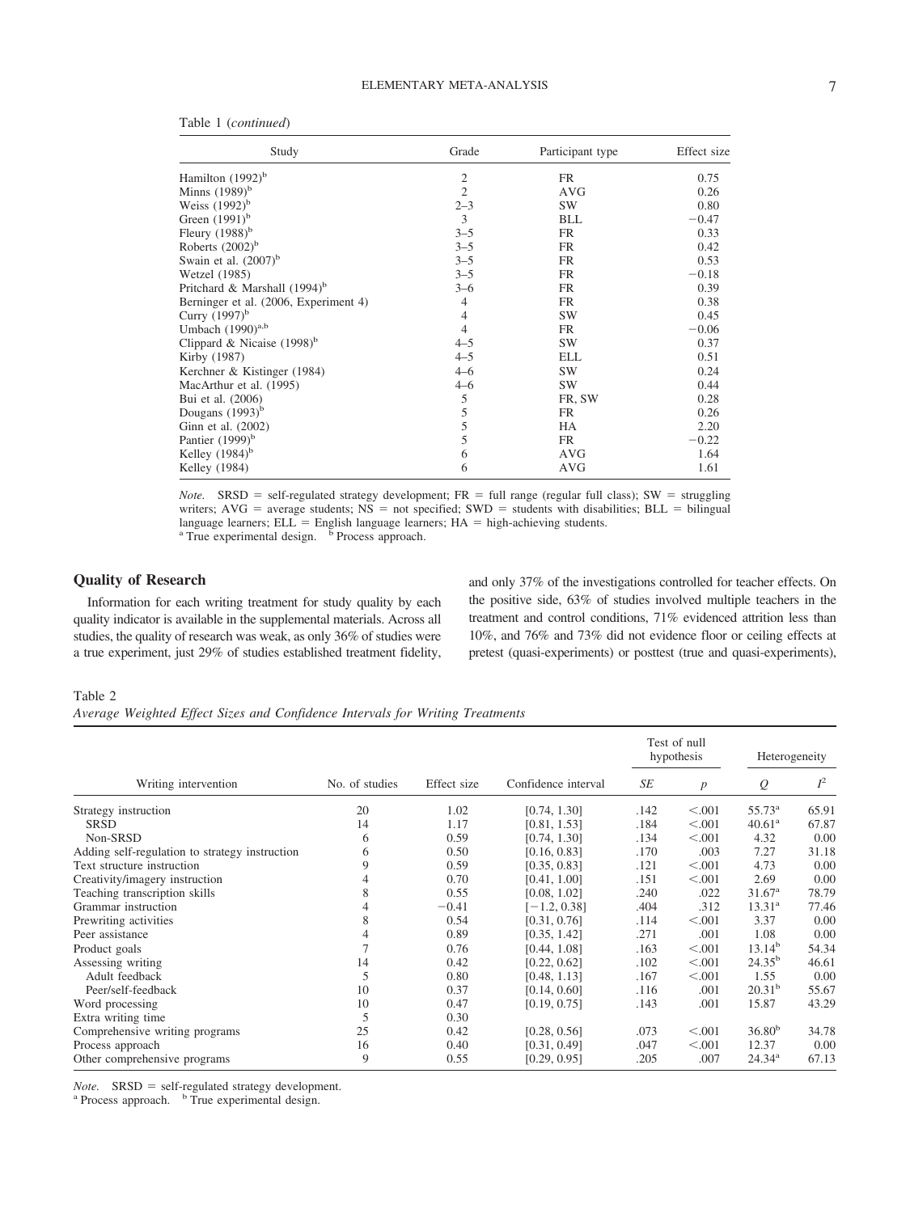Table 1 (*continued*)

| Study | Grade | Participant type | Effect size |
|---|---|---|---|
| Hamilton (1992)[b] | 2 | FR | 0.75 |
| Minns (1989)[b] | 2 | AVG | 0.26 |
| Weiss (1992)[b] | 2–3 | SW | 0.80 |
| Green (1991)[b] | 3 | BLL | −0.47 |
| Fleury (1988)[b] | 3–5 | FR | 0.33 |
| Roberts (2002)[b] | 3–5 | FR | 0.42 |
| Swain et al. (2007)[b] | 3–5 | FR | 0.53 |
| Wetzel (1985) | 3–5 | FR | −0.18 |
| Pritchard & Marshall (1994)[b] | 3–6 | FR | 0.39 |
| Berninger et al. (2006, Experiment 4) | 4 | FR | 0.38 |
| Curry (1997)[b] | 4 | SW | 0.45 |
| Umbach (1990)[a,b] | 4 | FR | −0.06 |
| Clippard & Nicaise (1998)[b] | 4–5 | SW | 0.37 |
| Kirby (1987) | 4–5 | ELL | 0.51 |
| Kerchner & Kistinger (1984) | 4–6 | SW | 0.24 |
| MacArthur et al. (1995) | 4–6 | SW | 0.44 |
| Bui et al. (2006) | 5 | FR, SW | 0.28 |
| Dougans (1993)[b] | 5 | FR | 0.26 |
| Ginn et al. (2002) | 5 | HA | 2.20 |
| Pantier (1999)[b] | 5 | FR | −0.22 |
| Kelley (1984)[b] | 6 | AVG | 1.64 |
| Kelley (1984) | 6 | AVG | 1.61 |

*Note.* SRSD = self-regulated strategy development; FR = full range (regular full class); SW = struggling writers; AVG = average students; NS = not specified; SWD = students with disabilities; BLL = bilingual language learners; ELL = English language learners; HA = high-achieving students.
[a] True experimental design. [b] Process approach.

## Quality of Research

Information for each writing treatment for study quality by each quality indicator is available in the supplemental materials. Across all studies, the quality of research was weak, as only 36% of studies were a true experiment, just 29% of studies established treatment fidelity, and only 37% of the investigations controlled for teacher effects. On the positive side, 63% of studies involved multiple teachers in the treatment and control conditions, 71% evidenced attrition less than 10%, and 76% and 73% did not evidence floor or ceiling effects at pretest (quasi-experiments) or posttest (true and quasi-experiments),

Table 2
*Average Weighted Effect Sizes and Confidence Intervals for Writing Treatments*

| Writing intervention | No. of studies | Effect size | Confidence interval | Test of null hypothesis | | Heterogeneity | |
|---|---|---|---|---|---|---|---|
| | | | | *SE* | *p* | *Q* | $I^2$ |
| Strategy instruction | 20 | 1.02 | [0.74, 1.30] | .142 | <.001 | 55.73[a] | 65.91 |
| SRSD | 14 | 1.17 | [0.81, 1.53] | .184 | <.001 | 40.61[a] | 67.87 |
| Non-SRSD | 6 | 0.59 | [0.74, 1.30] | .134 | <.001 | 4.32 | 0.00 |
| Adding self-regulation to strategy instruction | 6 | 0.50 | [0.16, 0.83] | .170 | .003 | 7.27 | 31.18 |
| Text structure instruction | 9 | 0.59 | [0.35, 0.83] | .121 | <.001 | 4.73 | 0.00 |
| Creativity/imagery instruction | 4 | 0.70 | [0.41, 1.00] | .151 | <.001 | 2.69 | 0.00 |
| Teaching transcription skills | 8 | 0.55 | [0.08, 1.02] | .240 | .022 | 31.67[a] | 78.79 |
| Grammar instruction | 4 | −0.41 | [−1.2, 0.38] | .404 | .312 | 13.31[a] | 77.46 |
| Prewriting activities | 8 | 0.54 | [0.31, 0.76] | .114 | <.001 | 3.37 | 0.00 |
| Peer assistance | 4 | 0.89 | [0.35, 1.42] | .271 | .001 | 1.08 | 0.00 |
| Product goals | 7 | 0.76 | [0.44, 1.08] | .163 | <.001 | 13.14[b] | 54.34 |
| Assessing writing | 14 | 0.42 | [0.22, 0.62] | .102 | <.001 | 24.35[b] | 46.61 |
| Adult feedback | 5 | 0.80 | [0.48, 1.13] | .167 | <.001 | 1.55 | 0.00 |
| Peer/self-feedback | 10 | 0.37 | [0.14, 0.60] | .116 | .001 | 20.31[b] | 55.67 |
| Word processing | 10 | 0.47 | [0.19, 0.75] | .143 | .001 | 15.87 | 43.29 |
| Extra writing time | 5 | 0.30 | | | | | |
| Comprehensive writing programs | 25 | 0.42 | [0.28, 0.56] | .073 | <.001 | 36.80[b] | 34.78 |
| Process approach | 16 | 0.40 | [0.31, 0.49] | .047 | <.001 | 12.37 | 0.00 |
| Other comprehensive programs | 9 | 0.55 | [0.29, 0.95] | .205 | .007 | 24.34[a] | 67.13 |

*Note.* SRSD = self-regulated strategy development.
[a] Process approach. [b] True experimental design.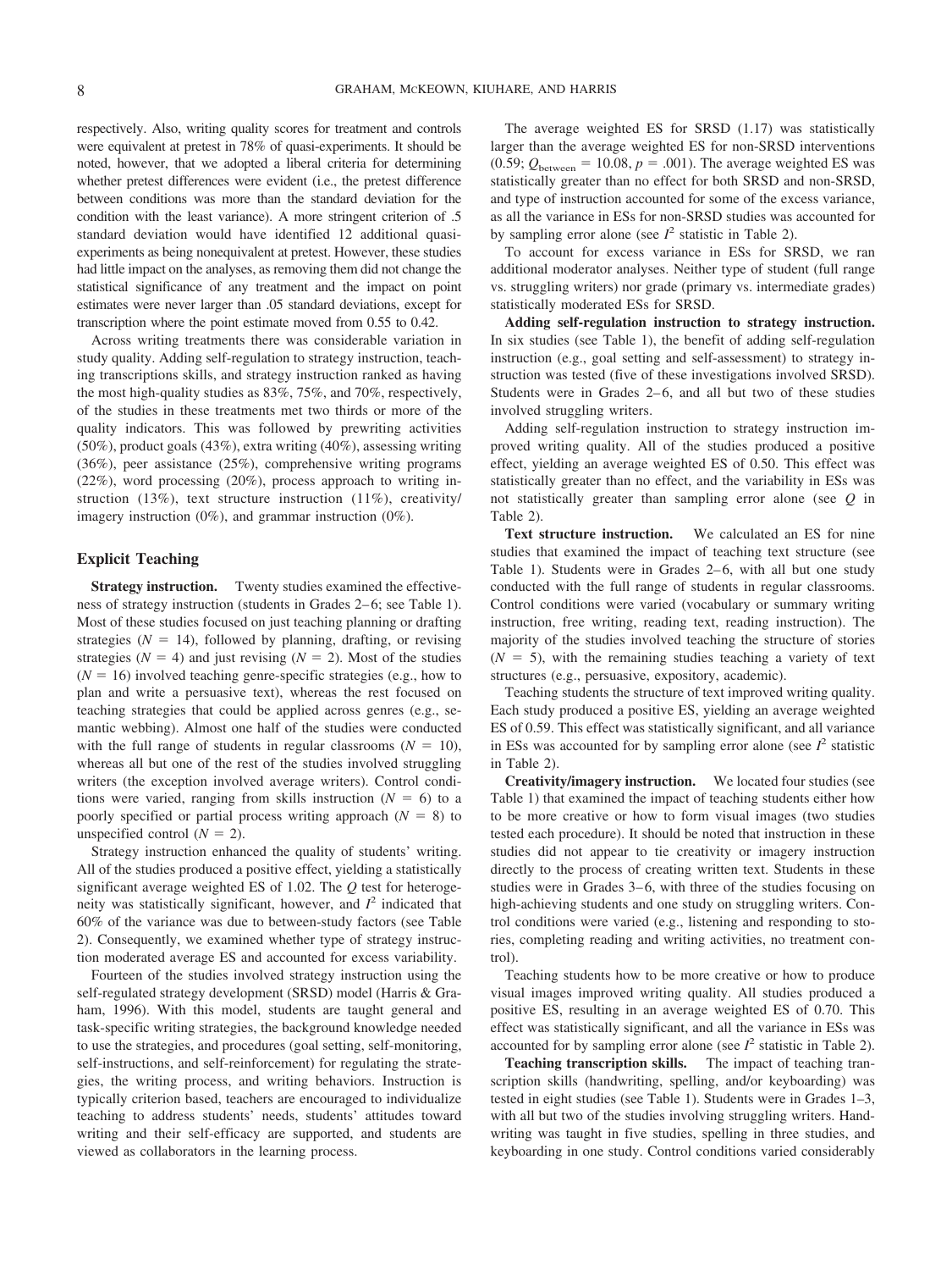respectively. Also, writing quality scores for treatment and controls were equivalent at pretest in 78% of quasi-experiments. It should be noted, however, that we adopted a liberal criteria for determining whether pretest differences were evident (i.e., the pretest difference between conditions was more than the standard deviation for the condition with the least variance). A more stringent criterion of .5 standard deviation would have identified 12 additional quasi-experiments as being nonequivalent at pretest. However, these studies had little impact on the analyses, as removing them did not change the statistical significance of any treatment and the impact on point estimates were never larger than .05 standard deviations, except for transcription where the point estimate moved from 0.55 to 0.42.

Across writing treatments there was considerable variation in study quality. Adding self-regulation to strategy instruction, teaching transcriptions skills, and strategy instruction ranked as having the most high-quality studies as 83%, 75%, and 70%, respectively, of the studies in these treatments met two thirds or more of the quality indicators. This was followed by prewriting activities (50%), product goals (43%), extra writing (40%), assessing writing (36%), peer assistance (25%), comprehensive writing programs (22%), word processing (20%), process approach to writing instruction (13%), text structure instruction (11%), creativity/imagery instruction (0%), and grammar instruction (0%).

## Explicit Teaching

**Strategy instruction.** Twenty studies examined the effectiveness of strategy instruction (students in Grades 2–6; see Table 1). Most of these studies focused on just teaching planning or drafting strategies ($N = 14$), followed by planning, drafting, or revising strategies ($N = 4$) and just revising ($N = 2$). Most of the studies ($N = 16$) involved teaching genre-specific strategies (e.g., how to plan and write a persuasive text), whereas the rest focused on teaching strategies that could be applied across genres (e.g., semantic webbing). Almost one half of the studies were conducted with the full range of students in regular classrooms ($N = 10$), whereas all but one of the rest of the studies involved struggling writers (the exception involved average writers). Control conditions were varied, ranging from skills instruction ($N = 6$) to a poorly specified or partial process writing approach ($N = 8$) to unspecified control ($N = 2$).

Strategy instruction enhanced the quality of students' writing. All of the studies produced a positive effect, yielding a statistically significant average weighted ES of 1.02. The $Q$ test for heterogeneity was statistically significant, however, and $I^2$ indicated that 60% of the variance was due to between-study factors (see Table 2). Consequently, we examined whether type of strategy instruction moderated average ES and accounted for excess variability.

Fourteen of the studies involved strategy instruction using the self-regulated strategy development (SRSD) model (Harris & Graham, 1996). With this model, students are taught general and task-specific writing strategies, the background knowledge needed to use the strategies, and procedures (goal setting, self-monitoring, self-instructions, and self-reinforcement) for regulating the strategies, the writing process, and writing behaviors. Instruction is typically criterion based, teachers are encouraged to individualize teaching to address students' needs, students' attitudes toward writing and their self-efficacy are supported, and students are viewed as collaborators in the learning process.

The average weighted ES for SRSD (1.17) was statistically larger than the average weighted ES for non-SRSD interventions (0.59; $Q_{\text{between}} = 10.08$, $p = .001$). The average weighted ES was statistically greater than no effect for both SRSD and non-SRSD, and type of instruction accounted for some of the excess variance, as all the variance in ESs for non-SRSD studies was accounted for by sampling error alone (see $I^2$ statistic in Table 2).

To account for excess variance in ESs for SRSD, we ran additional moderator analyses. Neither type of student (full range vs. struggling writers) nor grade (primary vs. intermediate grades) statistically moderated ESs for SRSD.

**Adding self-regulation instruction to strategy instruction.** In six studies (see Table 1), the benefit of adding self-regulation instruction (e.g., goal setting and self-assessment) to strategy instruction was tested (five of these investigations involved SRSD). Students were in Grades 2–6, and all but two of these studies involved struggling writers.

Adding self-regulation instruction to strategy instruction improved writing quality. All of the studies produced a positive effect, yielding an average weighted ES of 0.50. This effect was statistically greater than no effect, and the variability in ESs was not statistically greater than sampling error alone (see $Q$ in Table 2).

**Text structure instruction.** We calculated an ES for nine studies that examined the impact of teaching text structure (see Table 1). Students were in Grades 2–6, with all but one study conducted with the full range of students in regular classrooms. Control conditions were varied (vocabulary or summary writing instruction, free writing, reading text, reading instruction). The majority of the studies involved teaching the structure of stories ($N = 5$), with the remaining studies teaching a variety of text structures (e.g., persuasive, expository, academic).

Teaching students the structure of text improved writing quality. Each study produced a positive ES, yielding an average weighted ES of 0.59. This effect was statistically significant, and all variance in ESs was accounted for by sampling error alone (see $I^2$ statistic in Table 2).

**Creativity/imagery instruction.** We located four studies (see Table 1) that examined the impact of teaching students either how to be more creative or how to form visual images (two studies tested each procedure). It should be noted that instruction in these studies did not appear to tie creativity or imagery instruction directly to the process of creating written text. Students in these studies were in Grades 3–6, with three of the studies focusing on high-achieving students and one study on struggling writers. Control conditions were varied (e.g., listening and responding to stories, completing reading and writing activities, no treatment control).

Teaching students how to be more creative or how to produce visual images improved writing quality. All studies produced a positive ES, resulting in an average weighted ES of 0.70. This effect was statistically significant, and all the variance in ESs was accounted for by sampling error alone (see $I^2$ statistic in Table 2).

**Teaching transcription skills.** The impact of teaching transcription skills (handwriting, spelling, and/or keyboarding) was tested in eight studies (see Table 1). Students were in Grades 1–3, with all but two of the studies involving struggling writers. Handwriting was taught in five studies, spelling in three studies, and keyboarding in one study. Control conditions varied considerably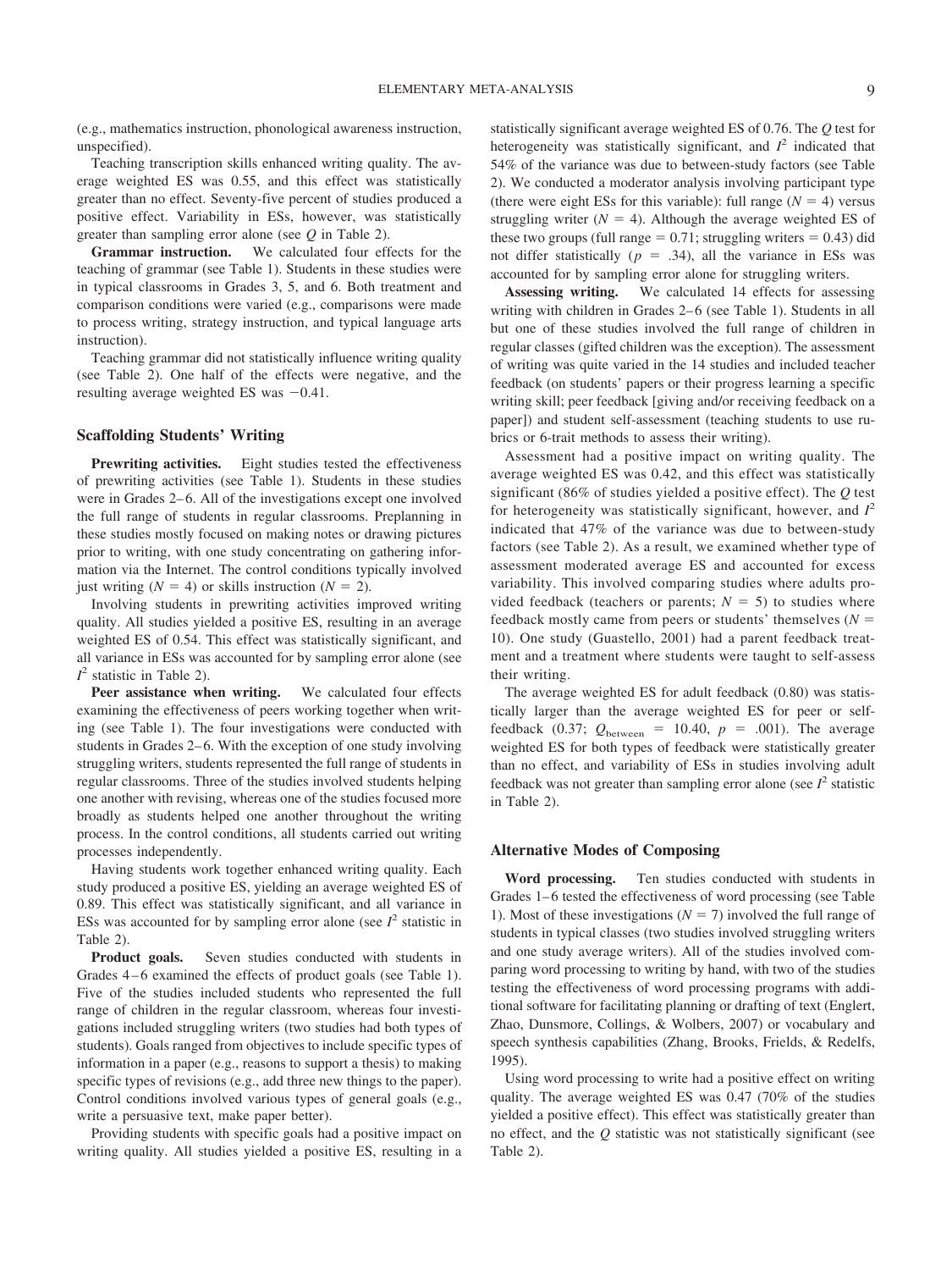(e.g., mathematics instruction, phonological awareness instruction, unspecified).

Teaching transcription skills enhanced writing quality. The average weighted ES was 0.55, and this effect was statistically greater than no effect. Seventy-five percent of studies produced a positive effect. Variability in ESs, however, was statistically greater than sampling error alone (see $Q$ in Table 2).

**Grammar instruction.** We calculated four effects for the teaching of grammar (see Table 1). Students in these studies were in typical classrooms in Grades 3, 5, and 6. Both treatment and comparison conditions were varied (e.g., comparisons were made to process writing, strategy instruction, and typical language arts instruction).

Teaching grammar did not statistically influence writing quality (see Table 2). One half of the effects were negative, and the resulting average weighted ES was −0.41.

### Scaffolding Students' Writing

**Prewriting activities.** Eight studies tested the effectiveness of prewriting activities (see Table 1). Students in these studies were in Grades 2–6. All of the investigations except one involved the full range of students in regular classrooms. Preplanning in these studies mostly focused on making notes or drawing pictures prior to writing, with one study concentrating on gathering information via the Internet. The control conditions typically involved just writing ($N = 4$) or skills instruction ($N = 2$).

Involving students in prewriting activities improved writing quality. All studies yielded a positive ES, resulting in an average weighted ES of 0.54. This effect was statistically significant, and all variance in ESs was accounted for by sampling error alone (see $I^2$ statistic in Table 2).

**Peer assistance when writing.** We calculated four effects examining the effectiveness of peers working together when writing (see Table 1). The four investigations were conducted with students in Grades 2–6. With the exception of one study involving struggling writers, students represented the full range of students in regular classrooms. Three of the studies involved students helping one another with revising, whereas one of the studies focused more broadly as students helped one another throughout the writing process. In the control conditions, all students carried out writing processes independently.

Having students work together enhanced writing quality. Each study produced a positive ES, yielding an average weighted ES of 0.89. This effect was statistically significant, and all variance in ESs was accounted for by sampling error alone (see $I^2$ statistic in Table 2).

**Product goals.** Seven studies conducted with students in Grades 4–6 examined the effects of product goals (see Table 1). Five of the studies included students who represented the full range of children in the regular classroom, whereas four investigations included struggling writers (two studies had both types of students). Goals ranged from objectives to include specific types of information in a paper (e.g., reasons to support a thesis) to making specific types of revisions (e.g., add three new things to the paper). Control conditions involved various types of general goals (e.g., write a persuasive text, make paper better).

Providing students with specific goals had a positive impact on writing quality. All studies yielded a positive ES, resulting in a statistically significant average weighted ES of 0.76. The $Q$ test for heterogeneity was statistically significant, and $I^2$ indicated that 54% of the variance was due to between-study factors (see Table 2). We conducted a moderator analysis involving participant type (there were eight ESs for this variable): full range ($N = 4$) versus struggling writer ($N = 4$). Although the average weighted ES of these two groups (full range = 0.71; struggling writers = 0.43) did not differ statistically ($p = .34$), all the variance in ESs was accounted for by sampling error alone for struggling writers.

**Assessing writing.** We calculated 14 effects for assessing writing with children in Grades 2–6 (see Table 1). Students in all but one of these studies involved the full range of children in regular classes (gifted children was the exception). The assessment of writing was quite varied in the 14 studies and included teacher feedback (on students' papers or their progress learning a specific writing skill; peer feedback [giving and/or receiving feedback on a paper]) and student self-assessment (teaching students to use rubrics or 6-trait methods to assess their writing).

Assessment had a positive impact on writing quality. The average weighted ES was 0.42, and this effect was statistically significant (86% of studies yielded a positive effect). The $Q$ test for heterogeneity was statistically significant, however, and $I^2$ indicated that 47% of the variance was due to between-study factors (see Table 2). As a result, we examined whether type of assessment moderated average ES and accounted for excess variability. This involved comparing studies where adults provided feedback (teachers or parents; $N = 5$) to studies where feedback mostly came from peers or students' themselves ($N = 10$). One study (Guastello, 2001) had a parent feedback treatment and a treatment where students were taught to self-assess their writing.

The average weighted ES for adult feedback (0.80) was statistically larger than the average weighted ES for peer or self-feedback (0.37; $Q_{\text{between}} = 10.40$, $p = .001$). The average weighted ES for both types of feedback were statistically greater than no effect, and variability of ESs in studies involving adult feedback was not greater than sampling error alone (see $I^2$ statistic in Table 2).

### Alternative Modes of Composing

**Word processing.** Ten studies conducted with students in Grades 1–6 tested the effectiveness of word processing (see Table 1). Most of these investigations ($N = 7$) involved the full range of students in typical classes (two studies involved struggling writers and one study average writers). All of the studies involved comparing word processing to writing by hand, with two of the studies testing the effectiveness of word processing programs with additional software for facilitating planning or drafting of text (Englert, Zhao, Dunsmore, Collings, & Wolbers, 2007) or vocabulary and speech synthesis capabilities (Zhang, Brooks, Frields, & Redelfs, 1995).

Using word processing to write had a positive effect on writing quality. The average weighted ES was 0.47 (70% of the studies yielded a positive effect). This effect was statistically greater than no effect, and the $Q$ statistic was not statistically significant (see Table 2).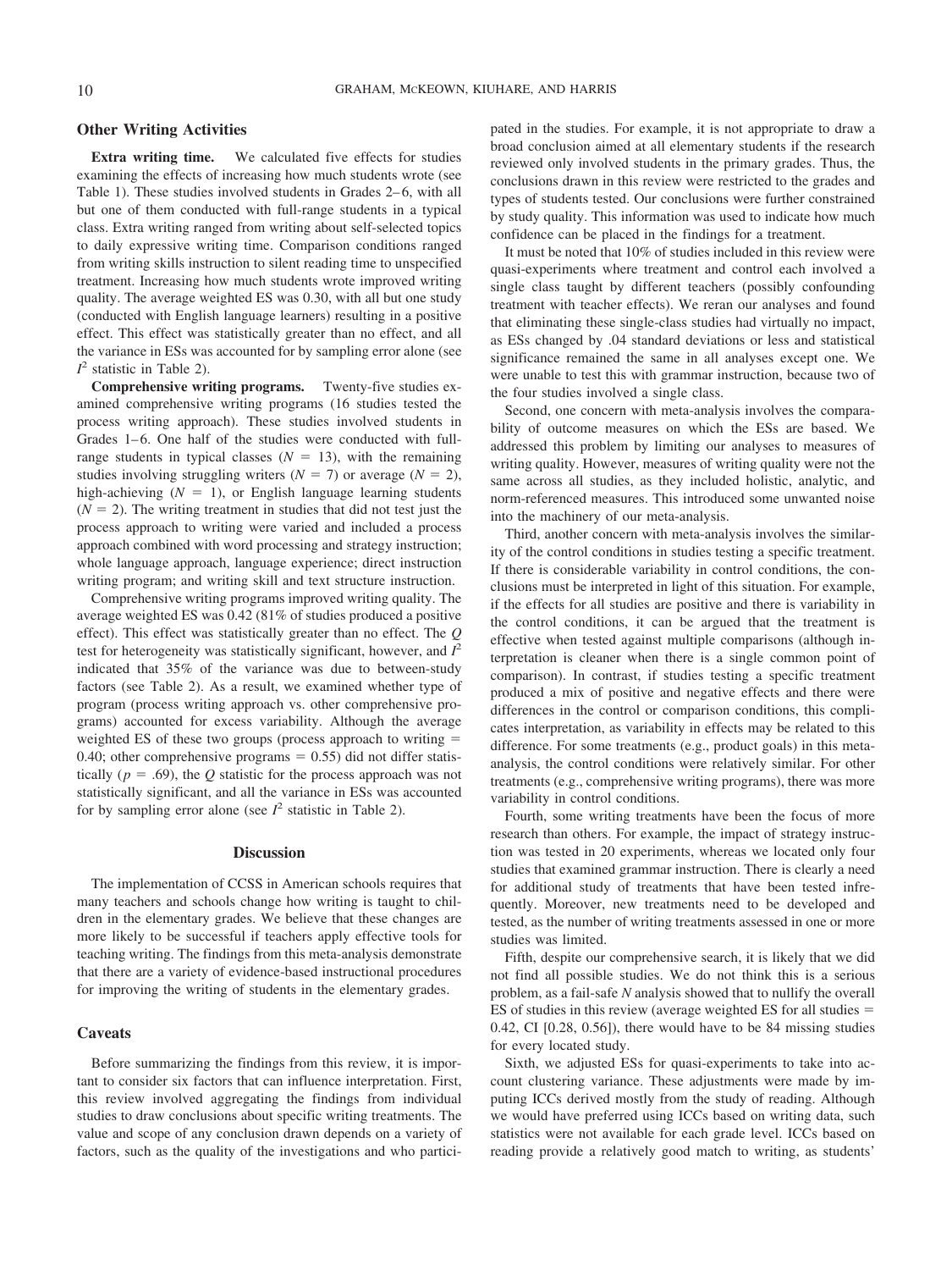## Other Writing Activities

**Extra writing time.** We calculated five effects for studies examining the effects of increasing how much students wrote (see Table 1). These studies involved students in Grades 2–6, with all but one of them conducted with full-range students in a typical class. Extra writing ranged from writing about self-selected topics to daily expressive writing time. Comparison conditions ranged from writing skills instruction to silent reading time to unspecified treatment. Increasing how much students wrote improved writing quality. The average weighted ES was 0.30, with all but one study (conducted with English language learners) resulting in a positive effect. This effect was statistically greater than no effect, and all the variance in ESs was accounted for by sampling error alone (see $I^2$ statistic in Table 2).

**Comprehensive writing programs.** Twenty-five studies examined comprehensive writing programs (16 studies tested the process writing approach). These studies involved students in Grades 1–6. One half of the studies were conducted with full-range students in typical classes ($N = 13$), with the remaining studies involving struggling writers ($N = 7$) or average ($N = 2$), high-achieving ($N = 1$), or English language learning students ($N = 2$). The writing treatment in studies that did not test just the process approach to writing were varied and included a process approach combined with word processing and strategy instruction; whole language approach, language experience; direct instruction writing program; and writing skill and text structure instruction.

Comprehensive writing programs improved writing quality. The average weighted ES was 0.42 (81% of studies produced a positive effect). This effect was statistically greater than no effect. The $Q$ test for heterogeneity was statistically significant, however, and $I^2$ indicated that 35% of the variance was due to between-study factors (see Table 2). As a result, we examined whether type of program (process writing approach vs. other comprehensive programs) accounted for excess variability. Although the average weighted ES of these two groups (process approach to writing = 0.40; other comprehensive programs = 0.55) did not differ statistically ($p = .69$), the $Q$ statistic for the process approach was not statistically significant, and all the variance in ESs was accounted for by sampling error alone (see $I^2$ statistic in Table 2).

# Discussion

The implementation of CCSS in American schools requires that many teachers and schools change how writing is taught to children in the elementary grades. We believe that these changes are more likely to be successful if teachers apply effective tools for teaching writing. The findings from this meta-analysis demonstrate that there are a variety of evidence-based instructional procedures for improving the writing of students in the elementary grades.

## Caveats

Before summarizing the findings from this review, it is important to consider six factors that can influence interpretation. First, this review involved aggregating the findings from individual studies to draw conclusions about specific writing treatments. The value and scope of any conclusion drawn depends on a variety of factors, such as the quality of the investigations and who participated in the studies. For example, it is not appropriate to draw a broad conclusion aimed at all elementary students if the research reviewed only involved students in the primary grades. Thus, the conclusions drawn in this review were restricted to the grades and types of students tested. Our conclusions were further constrained by study quality. This information was used to indicate how much confidence can be placed in the findings for a treatment.

It must be noted that 10% of studies included in this review were quasi-experiments where treatment and control each involved a single class taught by different teachers (possibly confounding treatment with teacher effects). We reran our analyses and found that eliminating these single-class studies had virtually no impact, as ESs changed by .04 standard deviations or less and statistical significance remained the same in all analyses except one. We were unable to test this with grammar instruction, because two of the four studies involved a single class.

Second, one concern with meta-analysis involves the comparability of outcome measures on which the ESs are based. We addressed this problem by limiting our analyses to measures of writing quality. However, measures of writing quality were not the same across all studies, as they included holistic, analytic, and norm-referenced measures. This introduced some unwanted noise into the machinery of our meta-analysis.

Third, another concern with meta-analysis involves the similarity of the control conditions in studies testing a specific treatment. If there is considerable variability in control conditions, the conclusions must be interpreted in light of this situation. For example, if the effects for all studies are positive and there is variability in the control conditions, it can be argued that the treatment is effective when tested against multiple comparisons (although interpretation is cleaner when there is a single common point of comparison). In contrast, if studies testing a specific treatment produced a mix of positive and negative effects and there were differences in the control or comparison conditions, this complicates interpretation, as variability in effects may be related to this difference. For some treatments (e.g., product goals) in this meta-analysis, the control conditions were relatively similar. For other treatments (e.g., comprehensive writing programs), there was more variability in control conditions.

Fourth, some writing treatments have been the focus of more research than others. For example, the impact of strategy instruction was tested in 20 experiments, whereas we located only four studies that examined grammar instruction. There is clearly a need for additional study of treatments that have been tested infrequently. Moreover, new treatments need to be developed and tested, as the number of writing treatments assessed in one or more studies was limited.

Fifth, despite our comprehensive search, it is likely that we did not find all possible studies. We do not think this is a serious problem, as a fail-safe $N$ analysis showed that to nullify the overall ES of studies in this review (average weighted ES for all studies = 0.42, CI [0.28, 0.56]), there would have to be 84 missing studies for every located study.

Sixth, we adjusted ESs for quasi-experiments to take into account clustering variance. These adjustments were made by imputing ICCs derived mostly from the study of reading. Although we would have preferred using ICCs based on writing data, such statistics were not available for each grade level. ICCs based on reading provide a relatively good match to writing, as students'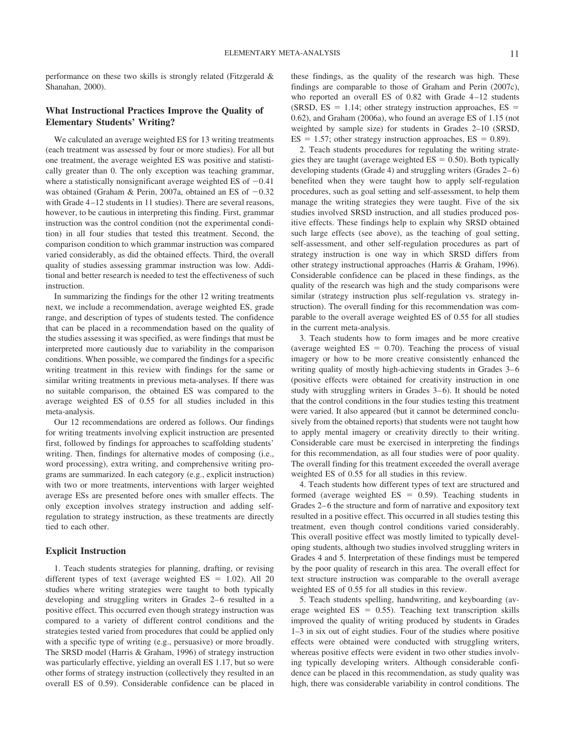performance on these two skills is strongly related (Fitzgerald & Shanahan, 2000).

## What Instructional Practices Improve the Quality of Elementary Students' Writing?

We calculated an average weighted ES for 13 writing treatments (each treatment was assessed by four or more studies). For all but one treatment, the average weighted ES was positive and statistically greater than 0. The only exception was teaching grammar, where a statistically nonsignificant average weighted ES of −0.41 was obtained (Graham & Perin, 2007a, obtained an ES of −0.32 with Grade 4–12 students in 11 studies). There are several reasons, however, to be cautious in interpreting this finding. First, grammar instruction was the control condition (not the experimental condition) in all four studies that tested this treatment. Second, the comparison condition to which grammar instruction was compared varied considerably, as did the obtained effects. Third, the overall quality of studies assessing grammar instruction was low. Additional and better research is needed to test the effectiveness of such instruction.

In summarizing the findings for the other 12 writing treatments next, we include a recommendation, average weighted ES, grade range, and description of types of students tested. The confidence that can be placed in a recommendation based on the quality of the studies assessing it was specified, as were findings that must be interpreted more cautiously due to variability in the comparison conditions. When possible, we compared the findings for a specific writing treatment in this review with findings for the same or similar writing treatments in previous meta-analyses. If there was no suitable comparison, the obtained ES was compared to the average weighted ES of 0.55 for all studies included in this meta-analysis.

Our 12 recommendations are ordered as follows. Our findings for writing treatments involving explicit instruction are presented first, followed by findings for approaches to scaffolding students' writing. Then, findings for alternative modes of composing (i.e., word processing), extra writing, and comprehensive writing programs are summarized. In each category (e.g., explicit instruction) with two or more treatments, interventions with larger weighted average ESs are presented before ones with smaller effects. The only exception involves strategy instruction and adding self-regulation to strategy instruction, as these treatments are directly tied to each other.

### Explicit Instruction

1. Teach students strategies for planning, drafting, or revising different types of text (average weighted ES = 1.02). All 20 studies where writing strategies were taught to both typically developing and struggling writers in Grades 2–6 resulted in a positive effect. This occurred even though strategy instruction was compared to a variety of different control conditions and the strategies tested varied from procedures that could be applied only with a specific type of writing (e.g., persuasive) or more broadly. The SRSD model (Harris & Graham, 1996) of strategy instruction was particularly effective, yielding an overall ES 1.17, but so were other forms of strategy instruction (collectively they resulted in an overall ES of 0.59). Considerable confidence can be placed in these findings, as the quality of the research was high. These findings are comparable to those of Graham and Perin (2007c), who reported an overall ES of 0.82 with Grade 4–12 students (SRSD, ES = 1.14; other strategy instruction approaches, ES = 0.62), and Graham (2006a), who found an average ES of 1.15 (not weighted by sample size) for students in Grades 2–10 (SRSD, ES = 1.57; other strategy instruction approaches, ES = 0.89).

2. Teach students procedures for regulating the writing strategies they are taught (average weighted ES = 0.50). Both typically developing students (Grade 4) and struggling writers (Grades 2–6) benefited when they were taught how to apply self-regulation procedures, such as goal setting and self-assessment, to help them manage the writing strategies they were taught. Five of the six studies involved SRSD instruction, and all studies produced positive effects. These findings help to explain why SRSD obtained such large effects (see above), as the teaching of goal setting, self-assessment, and other self-regulation procedures as part of strategy instruction is one way in which SRSD differs from other strategy instructional approaches (Harris & Graham, 1996). Considerable confidence can be placed in these findings, as the quality of the research was high and the study comparisons were similar (strategy instruction plus self-regulation vs. strategy instruction). The overall finding for this recommendation was comparable to the overall average weighted ES of 0.55 for all studies in the current meta-analysis.

3. Teach students how to form images and be more creative (average weighted ES = 0.70). Teaching the process of visual imagery or how to be more creative consistently enhanced the writing quality of mostly high-achieving students in Grades 3–6 (positive effects were obtained for creativity instruction in one study with struggling writers in Grades 3–6). It should be noted that the control conditions in the four studies testing this treatment were varied. It also appeared (but it cannot be determined conclusively from the obtained reports) that students were not taught how to apply mental imagery or creativity directly to their writing. Considerable care must be exercised in interpreting the findings for this recommendation, as all four studies were of poor quality. The overall finding for this treatment exceeded the overall average weighted ES of 0.55 for all studies in this review.

4. Teach students how different types of text are structured and formed (average weighted ES = 0.59). Teaching students in Grades 2–6 the structure and form of narrative and expository text resulted in a positive effect. This occurred in all studies testing this treatment, even though control conditions varied considerably. This overall positive effect was mostly limited to typically developing students, although two studies involved struggling writers in Grades 4 and 5. Interpretation of these findings must be tempered by the poor quality of research in this area. The overall effect for text structure instruction was comparable to the overall average weighted ES of 0.55 for all studies in this review.

5. Teach students spelling, handwriting, and keyboarding (average weighted ES = 0.55). Teaching text transcription skills improved the quality of writing produced by students in Grades 1–3 in six out of eight studies. Four of the studies where positive effects were obtained were conducted with struggling writers, whereas positive effects were evident in two other studies involving typically developing writers. Although considerable confidence can be placed in this recommendation, as study quality was high, there was considerable variability in control conditions. The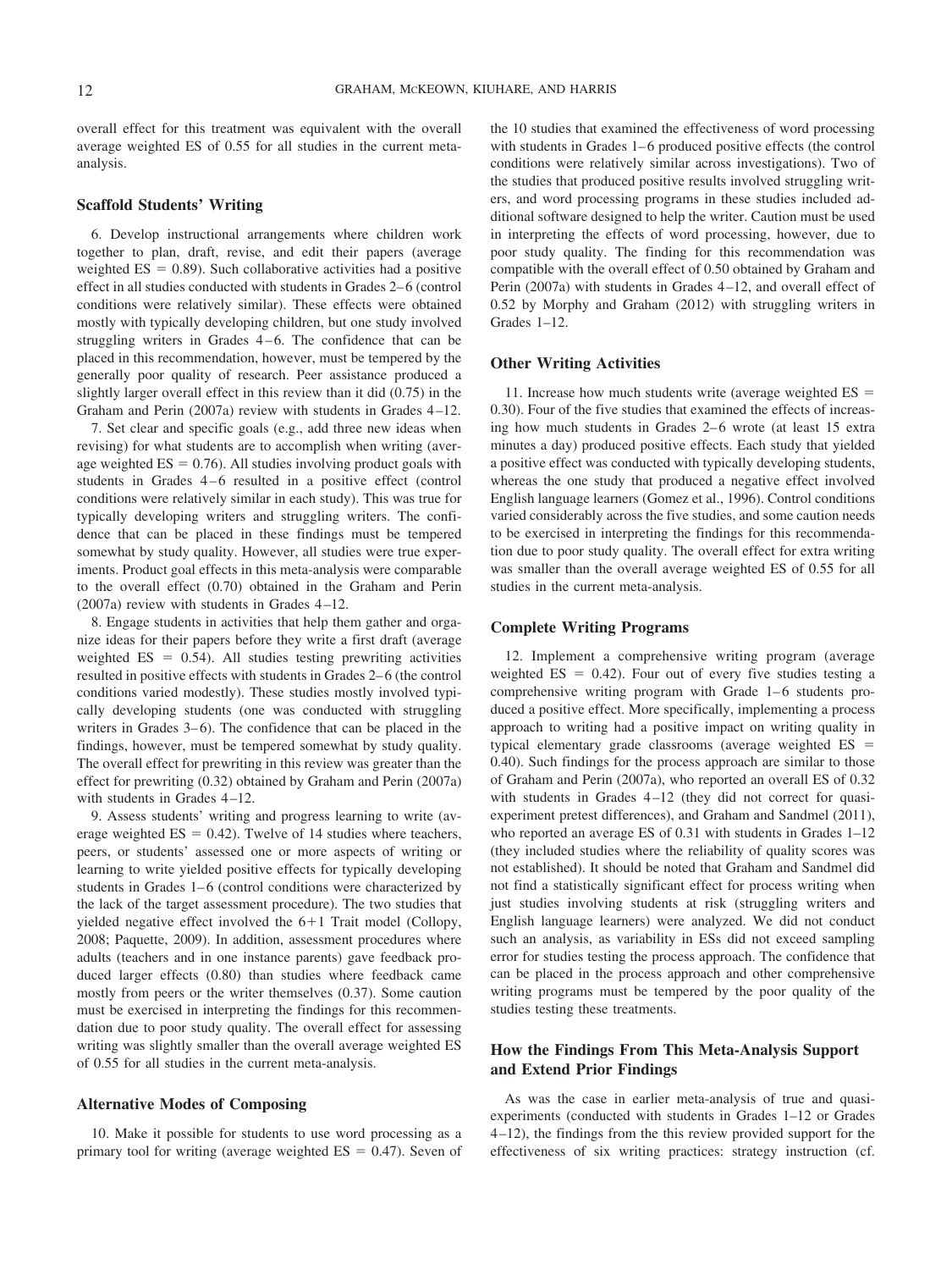overall effect for this treatment was equivalent with the overall average weighted ES of 0.55 for all studies in the current meta-analysis.

### Scaffold Students' Writing

6. Develop instructional arrangements where children work together to plan, draft, revise, and edit their papers (average weighted ES = 0.89). Such collaborative activities had a positive effect in all studies conducted with students in Grades 2–6 (control conditions were relatively similar). These effects were obtained mostly with typically developing children, but one study involved struggling writers in Grades 4–6. The confidence that can be placed in this recommendation, however, must be tempered by the generally poor quality of research. Peer assistance produced a slightly larger overall effect in this review than it did (0.75) in the Graham and Perin (2007a) review with students in Grades 4–12.

7. Set clear and specific goals (e.g., add three new ideas when revising) for what students are to accomplish when writing (average weighted ES = 0.76). All studies involving product goals with students in Grades 4–6 resulted in a positive effect (control conditions were relatively similar in each study). This was true for typically developing writers and struggling writers. The confidence that can be placed in these findings must be tempered somewhat by study quality. However, all studies were true experiments. Product goal effects in this meta-analysis were comparable to the overall effect (0.70) obtained in the Graham and Perin (2007a) review with students in Grades 4–12.

8. Engage students in activities that help them gather and organize ideas for their papers before they write a first draft (average weighted ES = 0.54). All studies testing prewriting activities resulted in positive effects with students in Grades 2–6 (the control conditions varied modestly). These studies mostly involved typically developing students (one was conducted with struggling writers in Grades 3–6). The confidence that can be placed in the findings, however, must be tempered somewhat by study quality. The overall effect for prewriting in this review was greater than the effect for prewriting (0.32) obtained by Graham and Perin (2007a) with students in Grades 4–12.

9. Assess students' writing and progress learning to write (average weighted ES = 0.42). Twelve of 14 studies where teachers, peers, or students' assessed one or more aspects of writing or learning to write yielded positive effects for typically developing students in Grades 1–6 (control conditions were characterized by the lack of the target assessment procedure). The two studies that yielded negative effect involved the 6+1 Trait model (Collopy, 2008; Paquette, 2009). In addition, assessment procedures where adults (teachers and in one instance parents) gave feedback produced larger effects (0.80) than studies where feedback came mostly from peers or the writer themselves (0.37). Some caution must be exercised in interpreting the findings for this recommendation due to poor study quality. The overall effect for assessing writing was slightly smaller than the overall average weighted ES of 0.55 for all studies in the current meta-analysis.

### Alternative Modes of Composing

10. Make it possible for students to use word processing as a primary tool for writing (average weighted ES = 0.47). Seven of the 10 studies that examined the effectiveness of word processing with students in Grades 1–6 produced positive effects (the control conditions were relatively similar across investigations). Two of the studies that produced positive results involved struggling writers, and word processing programs in these studies included additional software designed to help the writer. Caution must be used in interpreting the effects of word processing, however, due to poor study quality. The finding for this recommendation was compatible with the overall effect of 0.50 obtained by Graham and Perin (2007a) with students in Grades 4–12, and overall effect of 0.52 by Morphy and Graham (2012) with struggling writers in Grades 1–12.

### Other Writing Activities

11. Increase how much students write (average weighted ES = 0.30). Four of the five studies that examined the effects of increasing how much students in Grades 2–6 wrote (at least 15 extra minutes a day) produced positive effects. Each study that yielded a positive effect was conducted with typically developing students, whereas the one study that produced a negative effect involved English language learners (Gomez et al., 1996). Control conditions varied considerably across the five studies, and some caution needs to be exercised in interpreting the findings for this recommendation due to poor study quality. The overall effect for extra writing was smaller than the overall average weighted ES of 0.55 for all studies in the current meta-analysis.

### Complete Writing Programs

12. Implement a comprehensive writing program (average weighted ES = 0.42). Four out of every five studies testing a comprehensive writing program with Grade 1–6 students produced a positive effect. More specifically, implementing a process approach to writing had a positive impact on writing quality in typical elementary grade classrooms (average weighted ES = 0.40). Such findings for the process approach are similar to those of Graham and Perin (2007a), who reported an overall ES of 0.32 with students in Grades 4–12 (they did not correct for quasi-experiment pretest differences), and Graham and Sandmel (2011), who reported an average ES of 0.31 with students in Grades 1–12 (they included studies where the reliability of quality scores was not established). It should be noted that Graham and Sandmel did not find a statistically significant effect for process writing when just studies involving students at risk (struggling writers and English language learners) were analyzed. We did not conduct such an analysis, as variability in ESs did not exceed sampling error for studies testing the process approach. The confidence that can be placed in the process approach and other comprehensive writing programs must be tempered by the poor quality of the studies testing these treatments.

## How the Findings From This Meta-Analysis Support and Extend Prior Findings

As was the case in earlier meta-analysis of true and quasi-experiments (conducted with students in Grades 1–12 or Grades 4–12), the findings from the this review provided support for the effectiveness of six writing practices: strategy instruction (cf.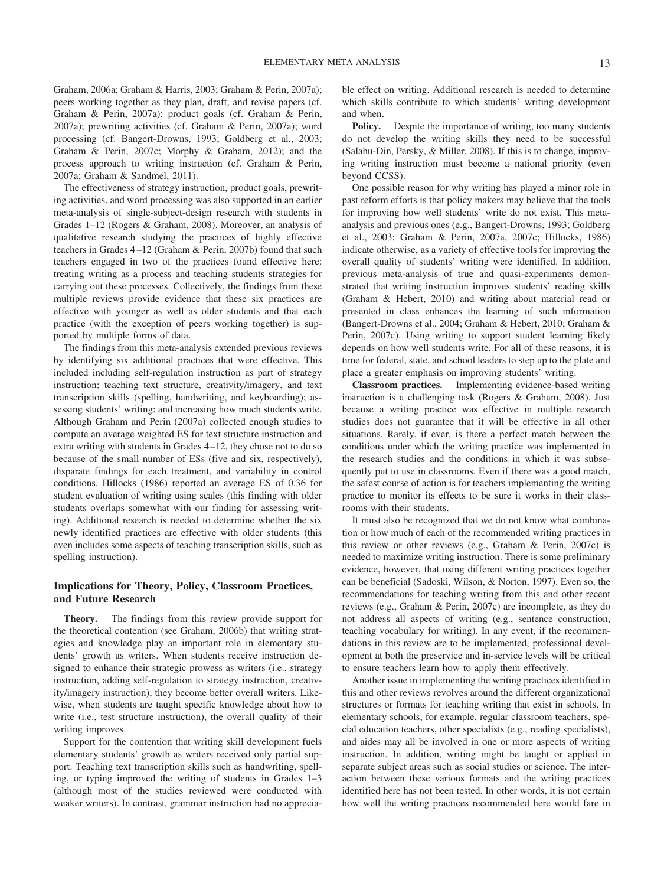Graham, 2006a; Graham & Harris, 2003; Graham & Perin, 2007a); peers working together as they plan, draft, and revise papers (cf. Graham & Perin, 2007a); product goals (cf. Graham & Perin, 2007a); prewriting activities (cf. Graham & Perin, 2007a); word processing (cf. Bangert-Drowns, 1993; Goldberg et al., 2003; Graham & Perin, 2007c; Morphy & Graham, 2012); and the process approach to writing instruction (cf. Graham & Perin, 2007a; Graham & Sandmel, 2011).

The effectiveness of strategy instruction, product goals, prewriting activities, and word processing was also supported in an earlier meta-analysis of single-subject-design research with students in Grades 1–12 (Rogers & Graham, 2008). Moreover, an analysis of qualitative research studying the practices of highly effective teachers in Grades 4–12 (Graham & Perin, 2007b) found that such teachers engaged in two of the practices found effective here: treating writing as a process and teaching students strategies for carrying out these processes. Collectively, the findings from these multiple reviews provide evidence that these six practices are effective with younger as well as older students and that each practice (with the exception of peers working together) is supported by multiple forms of data.

The findings from this meta-analysis extended previous reviews by identifying six additional practices that were effective. This included including self-regulation instruction as part of strategy instruction; teaching text structure, creativity/imagery, and text transcription skills (spelling, handwriting, and keyboarding); assessing students' writing; and increasing how much students write. Although Graham and Perin (2007a) collected enough studies to compute an average weighted ES for text structure instruction and extra writing with students in Grades 4–12, they chose not to do so because of the small number of ESs (five and six, respectively), disparate findings for each treatment, and variability in control conditions. Hillocks (1986) reported an average ES of 0.36 for student evaluation of writing using scales (this finding with older students overlaps somewhat with our finding for assessing writing). Additional research is needed to determine whether the six newly identified practices are effective with older students (this even includes some aspects of teaching transcription skills, such as spelling instruction).

## Implications for Theory, Policy, Classroom Practices, and Future Research

**Theory.** The findings from this review provide support for the theoretical contention (see Graham, 2006b) that writing strategies and knowledge play an important role in elementary students' growth as writers. When students receive instruction designed to enhance their strategic prowess as writers (i.e., strategy instruction, adding self-regulation to strategy instruction, creativity/imagery instruction), they become better overall writers. Likewise, when students are taught specific knowledge about how to write (i.e., test structure instruction), the overall quality of their writing improves.

Support for the contention that writing skill development fuels elementary students' growth as writers received only partial support. Teaching text transcription skills such as handwriting, spelling, or typing improved the writing of students in Grades 1–3 (although most of the studies reviewed were conducted with weaker writers). In contrast, grammar instruction had no appreciable effect on writing. Additional research is needed to determine which skills contribute to which students' writing development and when.

**Policy.** Despite the importance of writing, too many students do not develop the writing skills they need to be successful (Salahu-Din, Persky, & Miller, 2008). If this is to change, improving writing instruction must become a national priority (even beyond CCSS).

One possible reason for why writing has played a minor role in past reform efforts is that policy makers may believe that the tools for improving how well students' write do not exist. This meta-analysis and previous ones (e.g., Bangert-Drowns, 1993; Goldberg et al., 2003; Graham & Perin, 2007a, 2007c; Hillocks, 1986) indicate otherwise, as a variety of effective tools for improving the overall quality of students' writing were identified. In addition, previous meta-analysis of true and quasi-experiments demonstrated that writing instruction improves students' reading skills (Graham & Hebert, 2010) and writing about material read or presented in class enhances the learning of such information (Bangert-Drowns et al., 2004; Graham & Hebert, 2010; Graham & Perin, 2007c). Using writing to support student learning likely depends on how well students write. For all of these reasons, it is time for federal, state, and school leaders to step up to the plate and place a greater emphasis on improving students' writing.

**Classroom practices.** Implementing evidence-based writing instruction is a challenging task (Rogers & Graham, 2008). Just because a writing practice was effective in multiple research studies does not guarantee that it will be effective in all other situations. Rarely, if ever, is there a perfect match between the conditions under which the writing practice was implemented in the research studies and the conditions in which it was subsequently put to use in classrooms. Even if there was a good match, the safest course of action is for teachers implementing the writing practice to monitor its effects to be sure it works in their classrooms with their students.

It must also be recognized that we do not know what combination or how much of each of the recommended writing practices in this review or other reviews (e.g., Graham & Perin, 2007c) is needed to maximize writing instruction. There is some preliminary evidence, however, that using different writing practices together can be beneficial (Sadoski, Wilson, & Norton, 1997). Even so, the recommendations for teaching writing from this and other recent reviews (e.g., Graham & Perin, 2007c) are incomplete, as they do not address all aspects of writing (e.g., sentence construction, teaching vocabulary for writing). In any event, if the recommendations in this review are to be implemented, professional development at both the preservice and in-service levels will be critical to ensure teachers learn how to apply them effectively.

Another issue in implementing the writing practices identified in this and other reviews revolves around the different organizational structures or formats for teaching writing that exist in schools. In elementary schools, for example, regular classroom teachers, special education teachers, other specialists (e.g., reading specialists), and aides may all be involved in one or more aspects of writing instruction. In addition, writing might be taught or applied in separate subject areas such as social studies or science. The interaction between these various formats and the writing practices identified here has not been tested. In other words, it is not certain how well the writing practices recommended here would fare in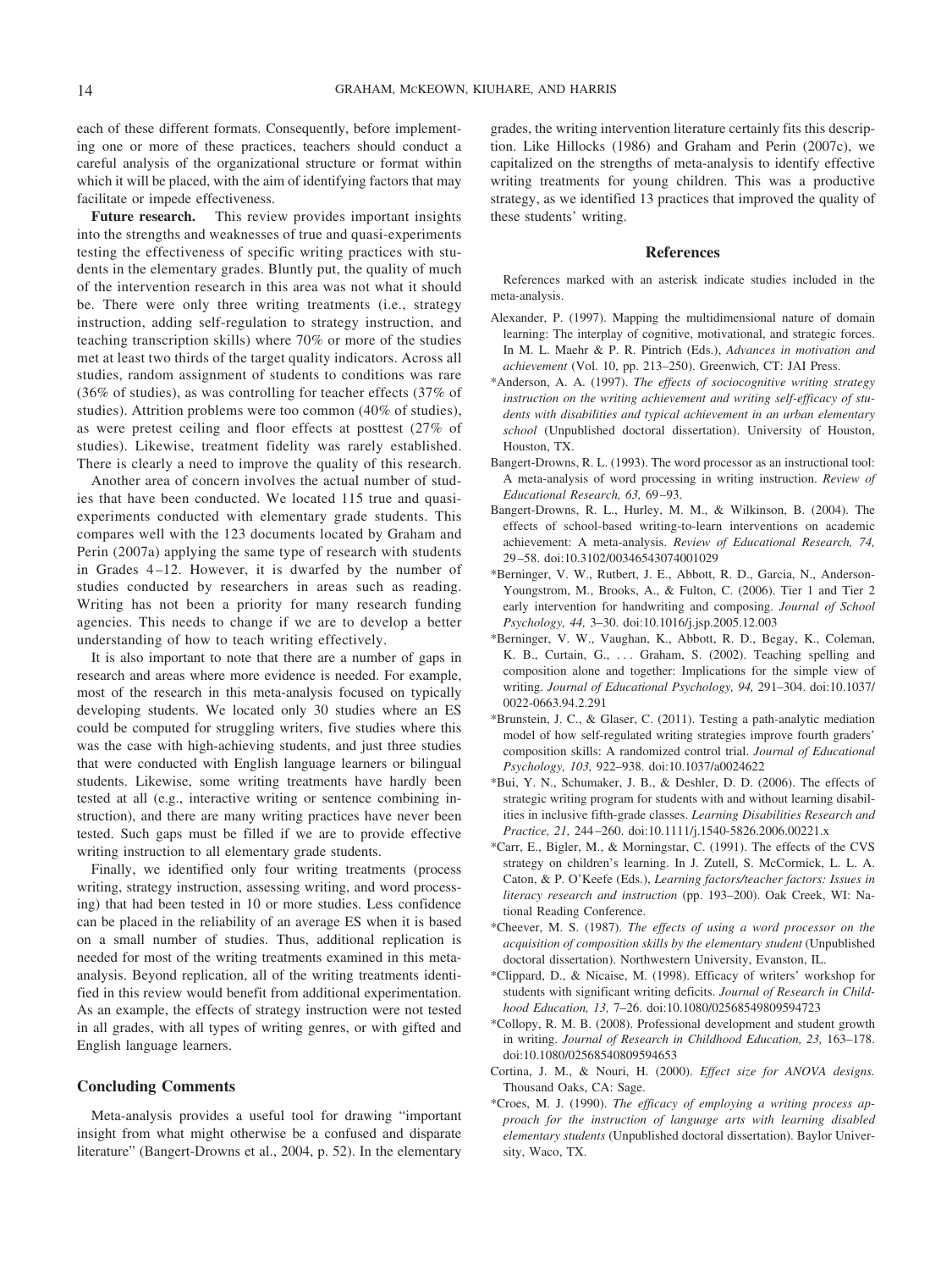each of these different formats. Consequently, before implementing one or more of these practices, teachers should conduct a careful analysis of the organizational structure or format within which it will be placed, with the aim of identifying factors that may facilitate or impede effectiveness.

**Future research.** This review provides important insights into the strengths and weaknesses of true and quasi-experiments testing the effectiveness of specific writing practices with students in the elementary grades. Bluntly put, the quality of much of the intervention research in this area was not what it should be. There were only three writing treatments (i.e., strategy instruction, adding self-regulation to strategy instruction, and teaching transcription skills) where 70% or more of the studies met at least two thirds of the target quality indicators. Across all studies, random assignment of students to conditions was rare (36% of studies), as was controlling for teacher effects (37% of studies). Attrition problems were too common (40% of studies), as were pretest ceiling and floor effects at posttest (27% of studies). Likewise, treatment fidelity was rarely established. There is clearly a need to improve the quality of this research.

Another area of concern involves the actual number of studies that have been conducted. We located 115 true and quasi-experiments conducted with elementary grade students. This compares well with the 123 documents located by Graham and Perin (2007a) applying the same type of research with students in Grades 4–12. However, it is dwarfed by the number of studies conducted by researchers in areas such as reading. Writing has not been a priority for many research funding agencies. This needs to change if we are to develop a better understanding of how to teach writing effectively.

It is also important to note that there are a number of gaps in research and areas where more evidence is needed. For example, most of the research in this meta-analysis focused on typically developing students. We located only 30 studies where an ES could be computed for struggling writers, five studies where this was the case with high-achieving students, and just three studies that were conducted with English language learners or bilingual students. Likewise, some writing treatments have hardly been tested at all (e.g., interactive writing or sentence combining instruction), and there are many writing practices have never been tested. Such gaps must be filled if we are to provide effective writing instruction to all elementary grade students.

Finally, we identified only four writing treatments (process writing, strategy instruction, assessing writing, and word processing) that had been tested in 10 or more studies. Less confidence can be placed in the reliability of an average ES when it is based on a small number of studies. Thus, additional replication is needed for most of the writing treatments examined in this meta-analysis. Beyond replication, all of the writing treatments identified in this review would benefit from additional experimentation. As an example, the effects of strategy instruction were not tested in all grades, with all types of writing genres, or with gifted and English language learners.

## Concluding Comments

Meta-analysis provides a useful tool for drawing "important insight from what might otherwise be a confused and disparate literature" (Bangert-Drowns et al., 2004, p. 52). In the elementary grades, the writing intervention literature certainly fits this description. Like Hillocks (1986) and Graham and Perin (2007c), we capitalized on the strengths of meta-analysis to identify effective writing treatments for young children. This was a productive strategy, as we identified 13 practices that improved the quality of these students' writing.

## References

References marked with an asterisk indicate studies included in the meta-analysis.

Alexander, P. (1997). Mapping the multidimensional nature of domain learning: The interplay of cognitive, motivational, and strategic forces. In M. L. Maehr & P. R. Pintrich (Eds.), *Advances in motivation and achievement* (Vol. 10, pp. 213–250). Greenwich, CT: JAI Press.

*Anderson, A. A. (1997). *The effects of sociocognitive writing strategy instruction on the writing achievement and writing self-efficacy of students with disabilities and typical achievement in an urban elementary school* (Unpublished doctoral dissertation). University of Houston, Houston, TX.

Bangert-Drowns, R. L. (1993). The word processor as an instructional tool: A meta-analysis of word processing in writing instruction. *Review of Educational Research, 63,* 69–93.

Bangert-Drowns, R. L., Hurley, M. M., & Wilkinson, B. (2004). The effects of school-based writing-to-learn interventions on academic achievement: A meta-analysis. *Review of Educational Research, 74,* 29–58. doi:10.3102/00346543074001029

*Berninger, V. W., Rutbert, J. E., Abbott, R. D., Garcia, N., Anderson-Youngstrom, M., Brooks, A., & Fulton, C. (2006). Tier 1 and Tier 2 early intervention for handwriting and composing. *Journal of School Psychology, 44,* 3–30. doi:10.1016/j.jsp.2005.12.003

*Berninger, V. W., Vaughan, K., Abbott, R. D., Begay, K., Coleman, K. B., Curtain, G., . . . Graham, S. (2002). Teaching spelling and composition alone and together: Implications for the simple view of writing. *Journal of Educational Psychology, 94,* 291–304. doi:10.1037/0022-0663.94.2.291

*Brunstein, J. C., & Glaser, C. (2011). Testing a path-analytic mediation model of how self-regulated writing strategies improve fourth graders' composition skills: A randomized control trial. *Journal of Educational Psychology, 103,* 922–938. doi:10.1037/a0024622

*Bui, Y. N., Schumaker, J. B., & Deshler, D. D. (2006). The effects of strategic writing program for students with and without learning disabilities in inclusive fifth-grade classes. *Learning Disabilities Research and Practice, 21,* 244–260. doi:10.1111/j.1540-5826.2006.00221.x

*Carr, E., Bigler, M., & Morningstar, C. (1991). The effects of the CVS strategy on children's learning. In J. Zutell, S. McCormick, L. L. A. Caton, & P. O'Keefe (Eds.), *Learning factors/teacher factors: Issues in literacy research and instruction* (pp. 193–200). Oak Creek, WI: National Reading Conference.

*Cheever, M. S. (1987). *The effects of using a word processor on the acquisition of composition skills by the elementary student* (Unpublished doctoral dissertation). Northwestern University, Evanston, IL.

*Clippard, D., & Nicaise, M. (1998). Efficacy of writers' workshop for students with significant writing deficits. *Journal of Research in Childhood Education, 13,* 7–26. doi:10.1080/02568549809594723

*Collopy, R. M. B. (2008). Professional development and student growth in writing. *Journal of Research in Childhood Education, 23,* 163–178. doi:10.1080/02568540809594653

Cortina, J. M., & Nouri, H. (2000). *Effect size for ANOVA designs.* Thousand Oaks, CA: Sage.

*Croes, M. J. (1990). *The efficacy of employing a writing process approach for the instruction of language arts with learning disabled elementary students* (Unpublished doctoral dissertation). Baylor University, Waco, TX.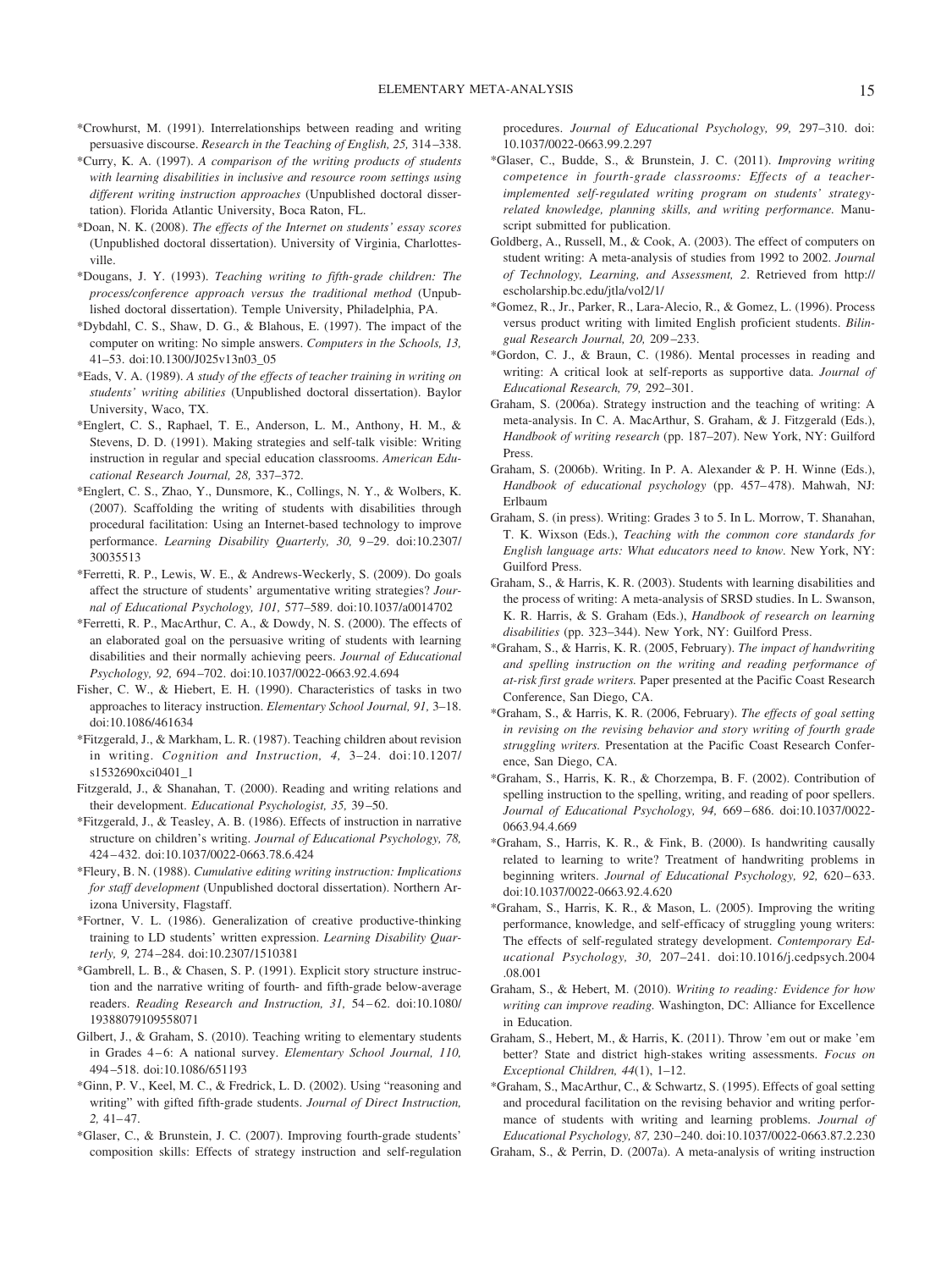*Crowhurst, M. (1991). Interrelationships between reading and writing persuasive discourse. *Research in the Teaching of English, 25,* 314–338.

*Curry, K. A. (1997). *A comparison of the writing products of students with learning disabilities in inclusive and resource room settings using different writing instruction approaches* (Unpublished doctoral dissertation). Florida Atlantic University, Boca Raton, FL.

*Doan, N. K. (2008). *The effects of the Internet on students' essay scores* (Unpublished doctoral dissertation). University of Virginia, Charlottesville.

*Dougans, J. Y. (1993). *Teaching writing to fifth-grade children: The process/conference approach versus the traditional method* (Unpublished doctoral dissertation). Temple University, Philadelphia, PA.

*Dybdahl, C. S., Shaw, D. G., & Blahous, E. (1997). The impact of the computer on writing: No simple answers. *Computers in the Schools, 13,* 41–53. doi:10.1300/J025v13n03_05

*Eads, V. A. (1989). *A study of the effects of teacher training in writing on students' writing abilities* (Unpublished doctoral dissertation). Baylor University, Waco, TX.

*Englert, C. S., Raphael, T. E., Anderson, L. M., Anthony, H. M., & Stevens, D. D. (1991). Making strategies and self-talk visible: Writing instruction in regular and special education classrooms. *American Educational Research Journal, 28,* 337–372.

*Englert, C. S., Zhao, Y., Dunsmore, K., Collings, N. Y., & Wolbers, K. (2007). Scaffolding the writing of students with disabilities through procedural facilitation: Using an Internet-based technology to improve performance. *Learning Disability Quarterly, 30,* 9–29. doi:10.2307/30035513

*Ferretti, R. P., Lewis, W. E., & Andrews-Weckerly, S. (2009). Do goals affect the structure of students' argumentative writing strategies? *Journal of Educational Psychology, 101,* 577–589. doi:10.1037/a0014702

*Ferretti, R. P., MacArthur, C. A., & Dowdy, N. S. (2000). The effects of an elaborated goal on the persuasive writing of students with learning disabilities and their normally achieving peers. *Journal of Educational Psychology, 92,* 694–702. doi:10.1037/0022-0663.92.4.694

Fisher, C. W., & Hiebert, E. H. (1990). Characteristics of tasks in two approaches to literacy instruction. *Elementary School Journal, 91,* 3–18. doi:10.1086/461634

*Fitzgerald, J., & Markham, L. R. (1987). Teaching children about revision in writing. *Cognition and Instruction, 4,* 3–24. doi:10.1207/s1532690xci0401_1

Fitzgerald, J., & Shanahan, T. (2000). Reading and writing relations and their development. *Educational Psychologist, 35,* 39–50.

*Fitzgerald, J., & Teasley, A. B. (1986). Effects of instruction in narrative structure on children's writing. *Journal of Educational Psychology, 78,* 424–432. doi:10.1037/0022-0663.78.6.424

*Fleury, B. N. (1988). *Cumulative editing writing instruction: Implications for staff development* (Unpublished doctoral dissertation). Northern Arizona University, Flagstaff.

*Fortner, V. L. (1986). Generalization of creative productive-thinking training to LD students' written expression. *Learning Disability Quarterly, 9,* 274–284. doi:10.2307/1510381

*Gambrell, L. B., & Chasen, S. P. (1991). Explicit story structure instruction and the narrative writing of fourth- and fifth-grade below-average readers. *Reading Research and Instruction, 31,* 54–62. doi:10.1080/19388079109558071

Gilbert, J., & Graham, S. (2010). Teaching writing to elementary students in Grades 4–6: A national survey. *Elementary School Journal, 110,* 494–518. doi:10.1086/651193

*Ginn, P. V., Keel, M. C., & Fredrick, L. D. (2002). Using "reasoning and writing" with gifted fifth-grade students. *Journal of Direct Instruction, 2,* 41–47.

*Glaser, C., & Brunstein, J. C. (2007). Improving fourth-grade students' composition skills: Effects of strategy instruction and self-regulation procedures. *Journal of Educational Psychology, 99,* 297–310. doi:10.1037/0022-0663.99.2.297

*Glaser, C., Budde, S., & Brunstein, J. C. (2011). *Improving writing competence in fourth-grade classrooms: Effects of a teacher-implemented self-regulated writing program on students' strategy-related knowledge, planning skills, and writing performance.* Manuscript submitted for publication.

Goldberg, A., Russell, M., & Cook, A. (2003). The effect of computers on student writing: A meta-analysis of studies from 1992 to 2002. *Journal of Technology, Learning, and Assessment, 2*. Retrieved from http://escholarship.bc.edu/jtla/vol2/1/

*Gomez, R., Jr., Parker, R., Lara-Alecio, R., & Gomez, L. (1996). Process versus product writing with limited English proficient students. *Bilingual Research Journal, 20,* 209–233.

*Gordon, C. J., & Braun, C. (1986). Mental processes in reading and writing: A critical look at self-reports as supportive data. *Journal of Educational Research, 79,* 292–301.

Graham, S. (2006a). Strategy instruction and the teaching of writing: A meta-analysis. In C. A. MacArthur, S. Graham, & J. Fitzgerald (Eds.), *Handbook of writing research* (pp. 187–207). New York, NY: Guilford Press.

Graham, S. (2006b). Writing. In P. A. Alexander & P. H. Winne (Eds.), *Handbook of educational psychology* (pp. 457–478). Mahwah, NJ: Erlbaum

Graham, S. (in press). Writing: Grades 3 to 5. In L. Morrow, T. Shanahan, T. K. Wixson (Eds.), *Teaching with the common core standards for English language arts: What educators need to know*. New York, NY: Guilford Press.

Graham, S., & Harris, K. R. (2003). Students with learning disabilities and the process of writing: A meta-analysis of SRSD studies. In L. Swanson, K. R. Harris, & S. Graham (Eds.), *Handbook of research on learning disabilities* (pp. 323–344). New York, NY: Guilford Press.

*Graham, S., & Harris, K. R. (2005, February). *The impact of handwriting and spelling instruction on the writing and reading performance of at-risk first grade writers.* Paper presented at the Pacific Coast Research Conference, San Diego, CA.

*Graham, S., & Harris, K. R. (2006, February). *The effects of goal setting in revising on the revising behavior and story writing of fourth grade struggling writers.* Presentation at the Pacific Coast Research Conference, San Diego, CA.

*Graham, S., Harris, K. R., & Chorzempa, B. F. (2002). Contribution of spelling instruction to the spelling, writing, and reading of poor spellers. *Journal of Educational Psychology, 94,* 669–686. doi:10.1037/0022-0663.94.4.669

*Graham, S., Harris, K. R., & Fink, B. (2000). Is handwriting causally related to learning to write? Treatment of handwriting problems in beginning writers. *Journal of Educational Psychology, 92,* 620–633. doi:10.1037/0022-0663.92.4.620

*Graham, S., Harris, K. R., & Mason, L. (2005). Improving the writing performance, knowledge, and self-efficacy of struggling young writers: The effects of self-regulated strategy development. *Contemporary Educational Psychology, 30,* 207–241. doi:10.1016/j.cedpsych.2004.08.001

Graham, S., & Hebert, M. (2010). *Writing to reading: Evidence for how writing can improve reading.* Washington, DC: Alliance for Excellence in Education.

Graham, S., Hebert, M., & Harris, K. (2011). Throw 'em out or make 'em better? State and district high-stakes writing assessments. *Focus on Exceptional Children, 44*(1), 1–12.

*Graham, S., MacArthur, C., & Schwartz, S. (1995). Effects of goal setting and procedural facilitation on the revising behavior and writing performance of students with writing and learning problems. *Journal of Educational Psychology, 87,* 230–240. doi:10.1037/0022-0663.87.2.230

Graham, S., & Perrin, D. (2007a). A meta-analysis of writing instruction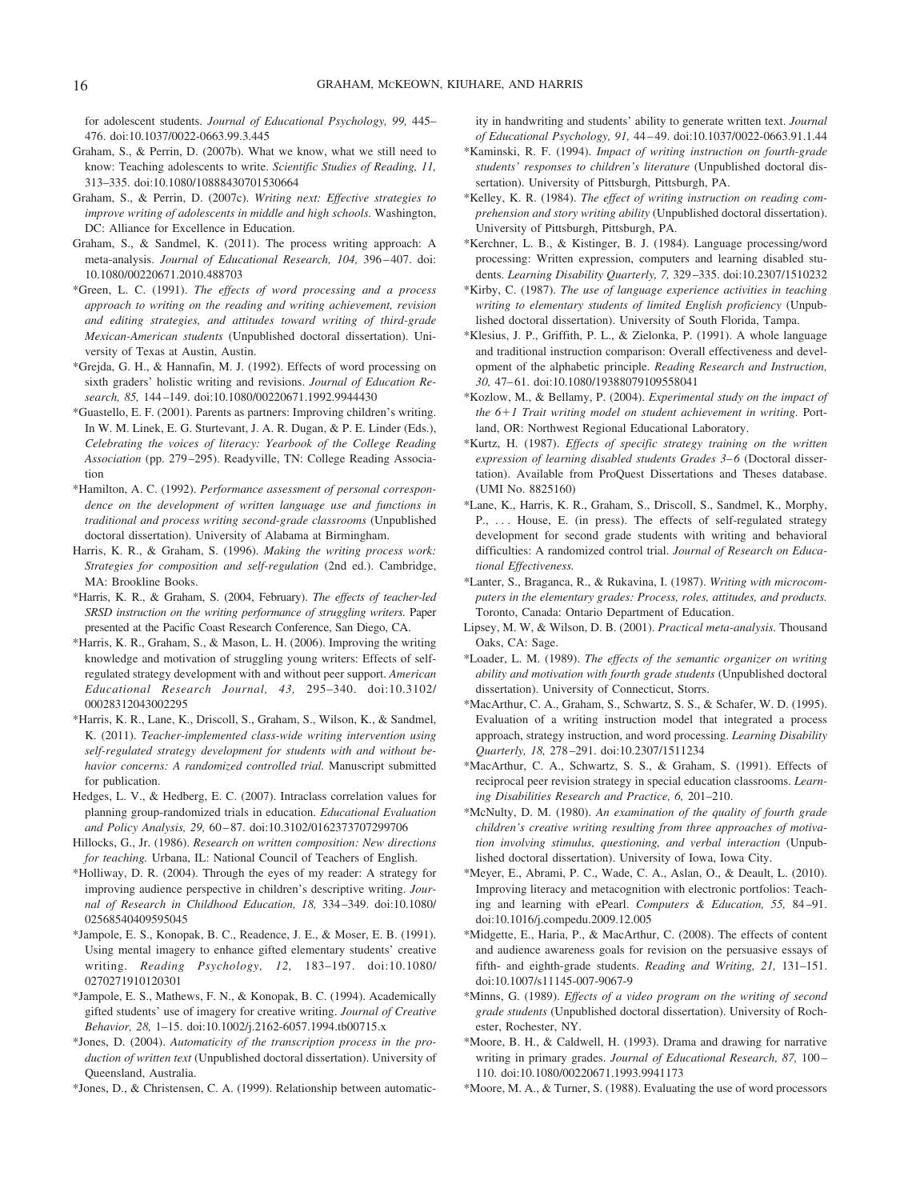for adolescent students. *Journal of Educational Psychology, 99,* 445–476. doi:10.1037/0022-0663.99.3.445

Graham, S., & Perrin, D. (2007b). What we know, what we still need to know: Teaching adolescents to write. *Scientific Studies of Reading, 11,* 313–335. doi:10.1080/10888430701530664

Graham, S., & Perrin, D. (2007c). *Writing next: Effective strategies to improve writing of adolescents in middle and high schools.* Washington, DC: Alliance for Excellence in Education.

Graham, S., & Sandmel, K. (2011). The process writing approach: A meta-analysis. *Journal of Educational Research, 104,* 396–407. doi:10.1080/00220671.2010.488703

*Green, L. C. (1991). *The effects of word processing and a process approach to writing on the reading and writing achievement, revision and editing strategies, and attitudes toward writing of third-grade Mexican-American students* (Unpublished doctoral dissertation). University of Texas at Austin, Austin.

*Grejda, G. H., & Hannafin, M. J. (1992). Effects of word processing on sixth graders' holistic writing and revisions. *Journal of Education Research, 85,* 144–149. doi:10.1080/00220671.1992.9944430

*Guastello, E. F. (2001). Parents as partners: Improving children's writing. In W. M. Linek, E. G. Sturtevant, J. A. R. Dugan, & P. E. Linder (Eds.), *Celebrating the voices of literacy: Yearbook of the College Reading Association* (pp. 279–295). Readyville, TN: College Reading Association

*Hamilton, A. C. (1992). *Performance assessment of personal correspondence on the development of written language use and functions in traditional and process writing second-grade classrooms* (Unpublished doctoral dissertation). University of Alabama at Birmingham.

Harris, K. R., & Graham, S. (1996). *Making the writing process work: Strategies for composition and self-regulation* (2nd ed.). Cambridge, MA: Brookline Books.

*Harris, K. R., & Graham, S. (2004, February). *The effects of teacher-led SRSD instruction on the writing performance of struggling writers.* Paper presented at the Pacific Coast Research Conference, San Diego, CA.

*Harris, K. R., Graham, S., & Mason, L. H. (2006). Improving the writing knowledge and motivation of struggling young writers: Effects of self-regulated strategy development with and without peer support. *American Educational Research Journal, 43,* 295–340. doi:10.3102/00028312043002295

*Harris, K. R., Lane, K., Driscoll, S., Graham, S., Wilson, K., & Sandmel, K. (2011). *Teacher-implemented class-wide writing intervention using self-regulated strategy development for students with and without behavior concerns: A randomized controlled trial.* Manuscript submitted for publication.

Hedges, L. V., & Hedberg, E. C. (2007). Intraclass correlation values for planning group-randomized trials in education. *Educational Evaluation and Policy Analysis, 29,* 60–87. doi:10.3102/0162373707299706

Hillocks, G., Jr. (1986). *Research on written composition: New directions for teaching.* Urbana, IL: National Council of Teachers of English.

*Holliway, D. R. (2004). Through the eyes of my reader: A strategy for improving audience perspective in children's descriptive writing. *Journal of Research in Childhood Education, 18,* 334–349. doi:10.1080/02568540409595045

*Jampole, E. S., Konopak, B. C., Readence, J. E., & Moser, E. B. (1991). Using mental imagery to enhance gifted elementary students' creative writing. *Reading Psychology, 12,* 183–197. doi:10.1080/0270271910120301

*Jampole, E. S., Mathews, F. N., & Konopak, B. C. (1994). Academically gifted students' use of imagery for creative writing. *Journal of Creative Behavior, 28,* 1–15. doi:10.1002/j.2162-6057.1994.tb00715.x

*Jones, D. (2004). *Automaticity of the transcription process in the production of written text* (Unpublished doctoral dissertation). University of Queensland, Australia.

*Jones, D., & Christensen, C. A. (1999). Relationship between automaticity in handwriting and students' ability to generate written text. *Journal of Educational Psychology, 91,* 44–49. doi:10.1037/0022-0663.91.1.44

*Kaminski, R. F. (1994). *Impact of writing instruction on fourth-grade students' responses to children's literature* (Unpublished doctoral dissertation). University of Pittsburgh, Pittsburgh, PA.

*Kelley, K. R. (1984). *The effect of writing instruction on reading comprehension and story writing ability* (Unpublished doctoral dissertation). University of Pittsburgh, Pittsburgh, PA.

*Kerchner, L. B., & Kistinger, B. J. (1984). Language processing/word processing: Written expression, computers and learning disabled students. *Learning Disability Quarterly, 7,* 329–335. doi:10.2307/1510232

*Kirby, C. (1987). *The use of language experience activities in teaching writing to elementary students of limited English proficiency* (Unpublished doctoral dissertation). University of South Florida, Tampa.

*Klesius, J. P., Griffith, P. L., & Zielonka, P. (1991). A whole language and traditional instruction comparison: Overall effectiveness and development of the alphabetic principle. *Reading Research and Instruction, 30,* 47–61. doi:10.1080/19388079109558041

*Kozlow, M., & Bellamy, P. (2004). *Experimental study on the impact of the 6+1 Trait writing model on student achievement in writing.* Portland, OR: Northwest Regional Educational Laboratory.

*Kurtz, H. (1987). *Effects of specific strategy training on the written expression of learning disabled students Grades 3–6* (Doctoral dissertation). Available from ProQuest Dissertations and Theses database. (UMI No. 8825160)

*Lane, K., Harris, K. R., Graham, S., Driscoll, S., Sandmel, K., Morphy, P., . . . House, E. (in press). The effects of self-regulated strategy development for second grade students with writing and behavioral difficulties: A randomized control trial. *Journal of Research on Educational Effectiveness.*

*Lanter, S., Braganca, R., & Rukavina, I. (1987). *Writing with microcomputers in the elementary grades: Process, roles, attitudes, and products.* Toronto, Canada: Ontario Department of Education.

Lipsey, M. W, & Wilson, D. B. (2001). *Practical meta-analysis.* Thousand Oaks, CA: Sage.

*Loader, L. M. (1989). *The effects of the semantic organizer on writing ability and motivation with fourth grade students* (Unpublished doctoral dissertation). University of Connecticut, Storrs.

*MacArthur, C. A., Graham, S., Schwartz, S. S., & Schafer, W. D. (1995). Evaluation of a writing instruction model that integrated a process approach, strategy instruction, and word processing. *Learning Disability Quarterly, 18,* 278–291. doi:10.2307/1511234

*MacArthur, C. A., Schwartz, S. S., & Graham, S. (1991). Effects of reciprocal peer revision strategy in special education classrooms. *Learning Disabilities Research and Practice, 6,* 201–210.

*McNulty, D. M. (1980). *An examination of the quality of fourth grade children's creative writing resulting from three approaches of motivation involving stimulus, questioning, and verbal interaction* (Unpublished doctoral dissertation). University of Iowa, Iowa City.

*Meyer, E., Abrami, P. C., Wade, C. A., Aslan, O., & Deault, L. (2010). Improving literacy and metacognition with electronic portfolios: Teaching and learning with ePearl. *Computers & Education, 55,* 84–91. doi:10.1016/j.compedu.2009.12.005

*Midgette, E., Haria, P., & MacArthur, C. (2008). The effects of content and audience awareness goals for revision on the persuasive essays of fifth- and eighth-grade students. *Reading and Writing, 21,* 131–151. doi:10.1007/s11145-007-9067-9

*Minns, G. (1989). *Effects of a video program on the writing of second grade students* (Unpublished doctoral dissertation). University of Rochester, Rochester, NY.

*Moore, B. H., & Caldwell, H. (1993). Drama and drawing for narrative writing in primary grades. *Journal of Educational Research, 87,* 100–110. doi:10.1080/00220671.1993.9941173

*Moore, M. A., & Turner, S. (1988). Evaluating the use of word processors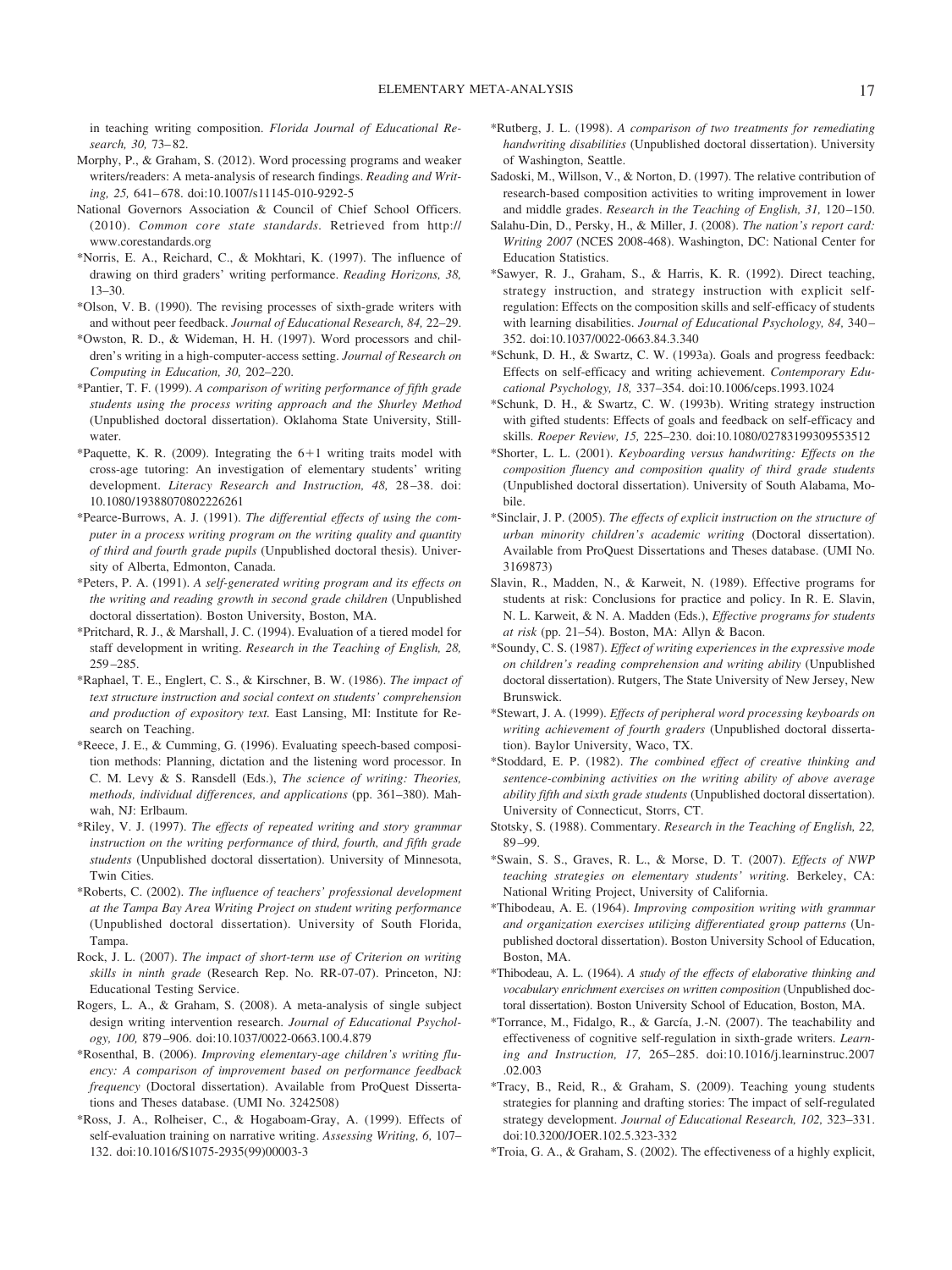in teaching writing composition. *Florida Journal of Educational Research, 30,* 73–82.

Morphy, P., & Graham, S. (2012). Word processing programs and weaker writers/readers: A meta-analysis of research findings. *Reading and Writing, 25,* 641–678. doi:10.1007/s11145-010-9292-5

National Governors Association & Council of Chief School Officers. (2010). *Common core state standards.* Retrieved from http://www.corestandards.org

*Norris, E. A., Reichard, C., & Mokhtari, K. (1997). The influence of drawing on third graders' writing performance. *Reading Horizons, 38,* 13–30.

*Olson, V. B. (1990). The revising processes of sixth-grade writers with and without peer feedback. *Journal of Educational Research, 84,* 22–29.

*Owston, R. D., & Wideman, H. H. (1997). Word processors and children's writing in a high-computer-access setting. *Journal of Research on Computing in Education, 30,* 202–220.

*Pantier, T. F. (1999). *A comparison of writing performance of fifth grade students using the process writing approach and the Shurley Method* (Unpublished doctoral dissertation). Oklahoma State University, Stillwater.

*Paquette, K. R. (2009). Integrating the 6+1 writing traits model with cross-age tutoring: An investigation of elementary students' writing development. *Literacy Research and Instruction, 48,* 28–38. doi:10.1080/19388070802226261

*Pearce-Burrows, A. J. (1991). *The differential effects of using the computer in a process writing program on the writing quality and quantity of third and fourth grade pupils* (Unpublished doctoral thesis). University of Alberta, Edmonton, Canada.

*Peters, P. A. (1991). *A self-generated writing program and its effects on the writing and reading growth in second grade children* (Unpublished doctoral dissertation). Boston University, Boston, MA.

*Pritchard, R. J., & Marshall, J. C. (1994). Evaluation of a tiered model for staff development in writing. *Research in the Teaching of English, 28,* 259–285.

*Raphael, T. E., Englert, C. S., & Kirschner, B. W. (1986). *The impact of text structure instruction and social context on students' comprehension and production of expository text.* East Lansing, MI: Institute for Research on Teaching.

*Reece, J. E., & Cumming, G. (1996). Evaluating speech-based composition methods: Planning, dictation and the listening word processor. In C. M. Levy & S. Ransdell (Eds.), *The science of writing: Theories, methods, individual differences, and applications* (pp. 361–380). Mahwah, NJ: Erlbaum.

*Riley, V. J. (1997). *The effects of repeated writing and story grammar instruction on the writing performance of third, fourth, and fifth grade students* (Unpublished doctoral dissertation). University of Minnesota, Twin Cities.

*Roberts, C. (2002). *The influence of teachers' professional development at the Tampa Bay Area Writing Project on student writing performance* (Unpublished doctoral dissertation). University of South Florida, Tampa.

Rock, J. L. (2007). *The impact of short-term use of Criterion on writing skills in ninth grade* (Research Rep. No. RR-07-07). Princeton, NJ: Educational Testing Service.

Rogers, L. A., & Graham, S. (2008). A meta-analysis of single subject design writing intervention research. *Journal of Educational Psychology, 100,* 879–906. doi:10.1037/0022-0663.100.4.879

*Rosenthal, B. (2006). *Improving elementary-age children's writing fluency: A comparison of improvement based on performance feedback frequency* (Doctoral dissertation). Available from ProQuest Dissertations and Theses database. (UMI No. 3242508)

*Ross, J. A., Rolheiser, C., & Hogaboam-Gray, A. (1999). Effects of self-evaluation training on narrative writing. *Assessing Writing, 6,* 107–132. doi:10.1016/S1075-2935(99)00003-3

*Rutberg, J. L. (1998). *A comparison of two treatments for remediating handwriting disabilities* (Unpublished doctoral dissertation). University of Washington, Seattle.

Sadoski, M., Willson, V., & Norton, D. (1997). The relative contribution of research-based composition activities to writing improvement in lower and middle grades. *Research in the Teaching of English, 31,* 120–150.

Salahu-Din, D., Persky, H., & Miller, J. (2008). *The nation's report card: Writing 2007* (NCES 2008-468). Washington, DC: National Center for Education Statistics.

*Sawyer, R. J., Graham, S., & Harris, K. R. (1992). Direct teaching, strategy instruction, and strategy instruction with explicit self-regulation: Effects on the composition skills and self-efficacy of students with learning disabilities. *Journal of Educational Psychology, 84,* 340–352. doi:10.1037/0022-0663.84.3.340

*Schunk, D. H., & Swartz, C. W. (1993a). Goals and progress feedback: Effects on self-efficacy and writing achievement. *Contemporary Educational Psychology, 18,* 337–354. doi:10.1006/ceps.1993.1024

*Schunk, D. H., & Swartz, C. W. (1993b). Writing strategy instruction with gifted students: Effects of goals and feedback on self-efficacy and skills. *Roeper Review, 15,* 225–230. doi:10.1080/02783199309553512

*Shorter, L. L. (2001). *Keyboarding versus handwriting: Effects on the composition fluency and composition quality of third grade students* (Unpublished doctoral dissertation). University of South Alabama, Mobile.

*Sinclair, J. P. (2005). *The effects of explicit instruction on the structure of urban minority children's academic writing* (Doctoral dissertation). Available from ProQuest Dissertations and Theses database. (UMI No. 3169873)

Slavin, R., Madden, N., & Karweit, N. (1989). Effective programs for students at risk: Conclusions for practice and policy. In R. E. Slavin, N. L. Karweit, & N. A. Madden (Eds.), *Effective programs for students at risk* (pp. 21–54). Boston, MA: Allyn & Bacon.

*Soundy, C. S. (1987). *Effect of writing experiences in the expressive mode on children's reading comprehension and writing ability* (Unpublished doctoral dissertation). Rutgers, The State University of New Jersey, New Brunswick.

*Stewart, J. A. (1999). *Effects of peripheral word processing keyboards on writing achievement of fourth graders* (Unpublished doctoral dissertation). Baylor University, Waco, TX.

*Stoddard, E. P. (1982). *The combined effect of creative thinking and sentence-combining activities on the writing ability of above average ability fifth and sixth grade students* (Unpublished doctoral dissertation). University of Connecticut, Storrs, CT.

Stotsky, S. (1988). Commentary. *Research in the Teaching of English, 22,* 89–99.

*Swain, S. S., Graves, R. L., & Morse, D. T. (2007). *Effects of NWP teaching strategies on elementary students' writing.* Berkeley, CA: National Writing Project, University of California.

*Thibodeau, A. E. (1964). *Improving composition writing with grammar and organization exercises utilizing differentiated group patterns* (Unpublished doctoral dissertation). Boston University School of Education, Boston, MA.

*Thibodeau, A. L. (1964). *A study of the effects of elaborative thinking and vocabulary enrichment exercises on written composition* (Unpublished doctoral dissertation). Boston University School of Education, Boston, MA.

*Torrance, M., Fidalgo, R., & García, J.-N. (2007). The teachability and effectiveness of cognitive self-regulation in sixth-grade writers. *Learning and Instruction, 17,* 265–285. doi:10.1016/j.learninstruc.2007.02.003

*Tracy, B., Reid, R., & Graham, S. (2009). Teaching young students strategies for planning and drafting stories: The impact of self-regulated strategy development. *Journal of Educational Research, 102,* 323–331. doi:10.3200/JOER.102.5.323-332

*Troia, G. A., & Graham, S. (2002). The effectiveness of a highly explicit,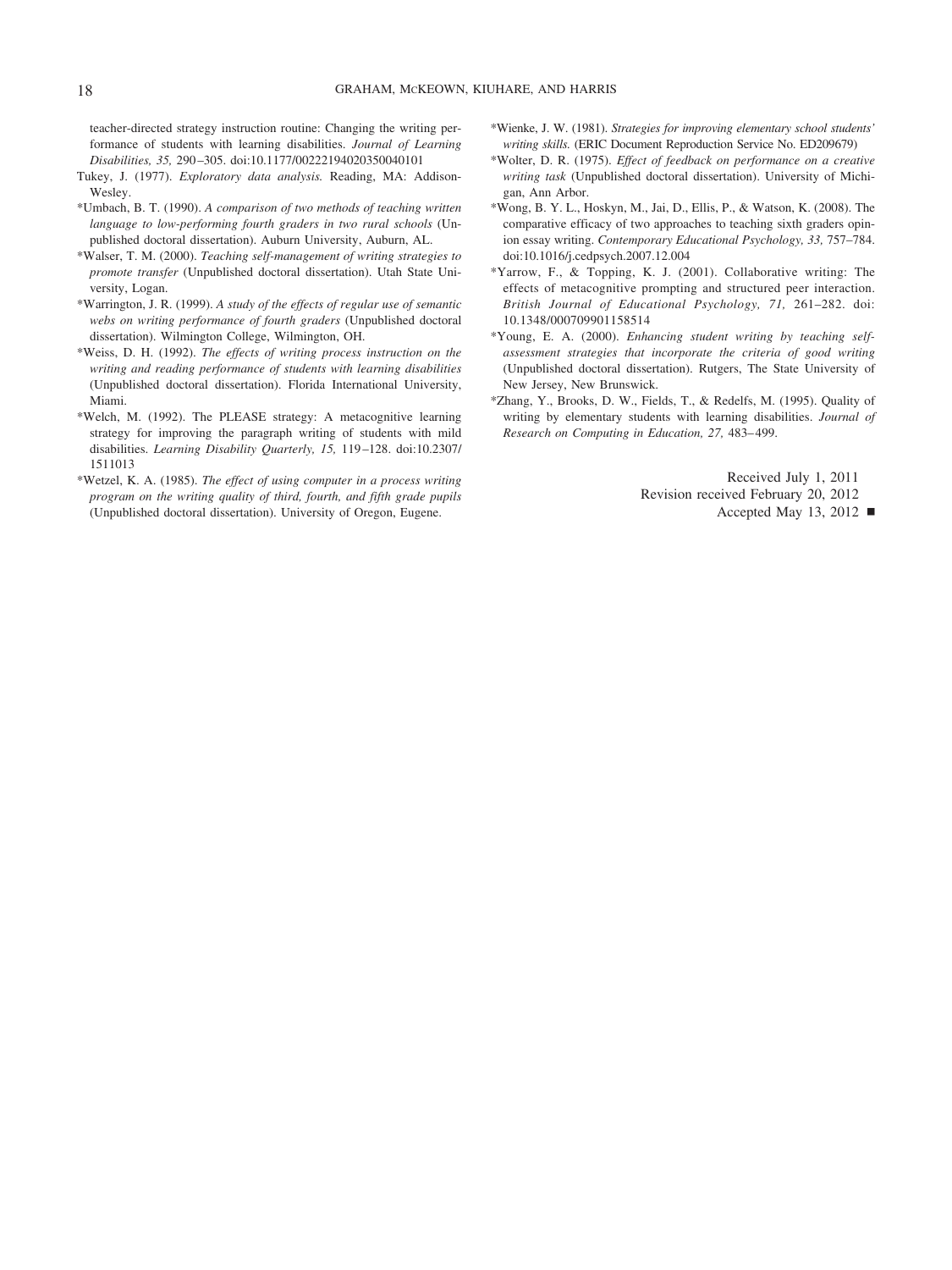teacher-directed strategy instruction routine: Changing the writing performance of students with learning disabilities. *Journal of Learning Disabilities, 35,* 290–305. doi:10.1177/00222194020350040101

Tukey, J. (1977). *Exploratory data analysis.* Reading, MA: Addison-Wesley.

*Umbach, B. T. (1990). *A comparison of two methods of teaching written language to low-performing fourth graders in two rural schools* (Unpublished doctoral dissertation). Auburn University, Auburn, AL.

*Walser, T. M. (2000). *Teaching self-management of writing strategies to promote transfer* (Unpublished doctoral dissertation). Utah State University, Logan.

*Warrington, J. R. (1999). *A study of the effects of regular use of semantic webs on writing performance of fourth graders* (Unpublished doctoral dissertation). Wilmington College, Wilmington, OH.

*Weiss, D. H. (1992). *The effects of writing process instruction on the writing and reading performance of students with learning disabilities* (Unpublished doctoral dissertation). Florida International University, Miami.

*Welch, M. (1992). The PLEASE strategy: A metacognitive learning strategy for improving the paragraph writing of students with mild disabilities. *Learning Disability Quarterly, 15,* 119–128. doi:10.2307/1511013

*Wetzel, K. A. (1985). *The effect of using computer in a process writing program on the writing quality of third, fourth, and fifth grade pupils* (Unpublished doctoral dissertation). University of Oregon, Eugene.

*Wienke, J. W. (1981). *Strategies for improving elementary school students' writing skills.* (ERIC Document Reproduction Service No. ED209679)

*Wolter, D. R. (1975). *Effect of feedback on performance on a creative writing task* (Unpublished doctoral dissertation). University of Michigan, Ann Arbor.

*Wong, B. Y. L., Hoskyn, M., Jai, D., Ellis, P., & Watson, K. (2008). The comparative efficacy of two approaches to teaching sixth graders opinion essay writing. *Contemporary Educational Psychology, 33,* 757–784. doi:10.1016/j.cedpsych.2007.12.004

*Yarrow, F., & Topping, K. J. (2001). Collaborative writing: The effects of metacognitive prompting and structured peer interaction. *British Journal of Educational Psychology, 71,* 261–282. doi:10.1348/000709901158514

*Young, E. A. (2000). *Enhancing student writing by teaching self-assessment strategies that incorporate the criteria of good writing* (Unpublished doctoral dissertation). Rutgers, The State University of New Jersey, New Brunswick.

*Zhang, Y., Brooks, D. W., Fields, T., & Redelfs, M. (1995). Quality of writing by elementary students with learning disabilities. *Journal of Research on Computing in Education, 27,* 483–499.

Received July 1, 2011
Revision received February 20, 2012
Accepted May 13, 2012 ■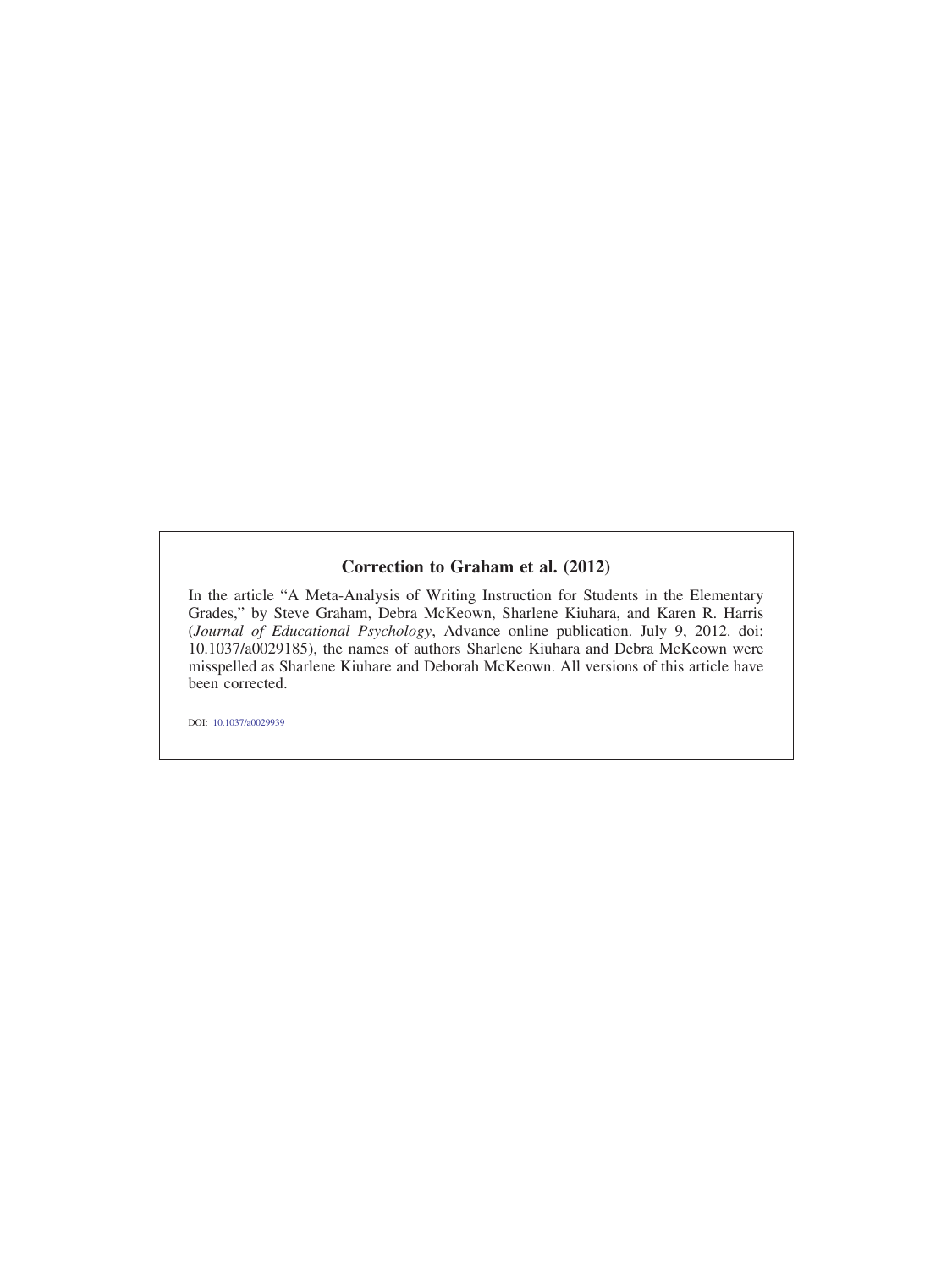## Correction to Graham et al. (2012)

In the article "A Meta-Analysis of Writing Instruction for Students in the Elementary Grades," by Steve Graham, Debra McKeown, Sharlene Kiuhara, and Karen R. Harris (*Journal of Educational Psychology*, Advance online publication. July 9, 2012. doi: 10.1037/a0029185), the names of authors Sharlene Kiuhara and Debra McKeown were misspelled as Sharlene Kiuhare and Deborah McKeown. All versions of this article have been corrected.

DOI: 10.1037/a0029939